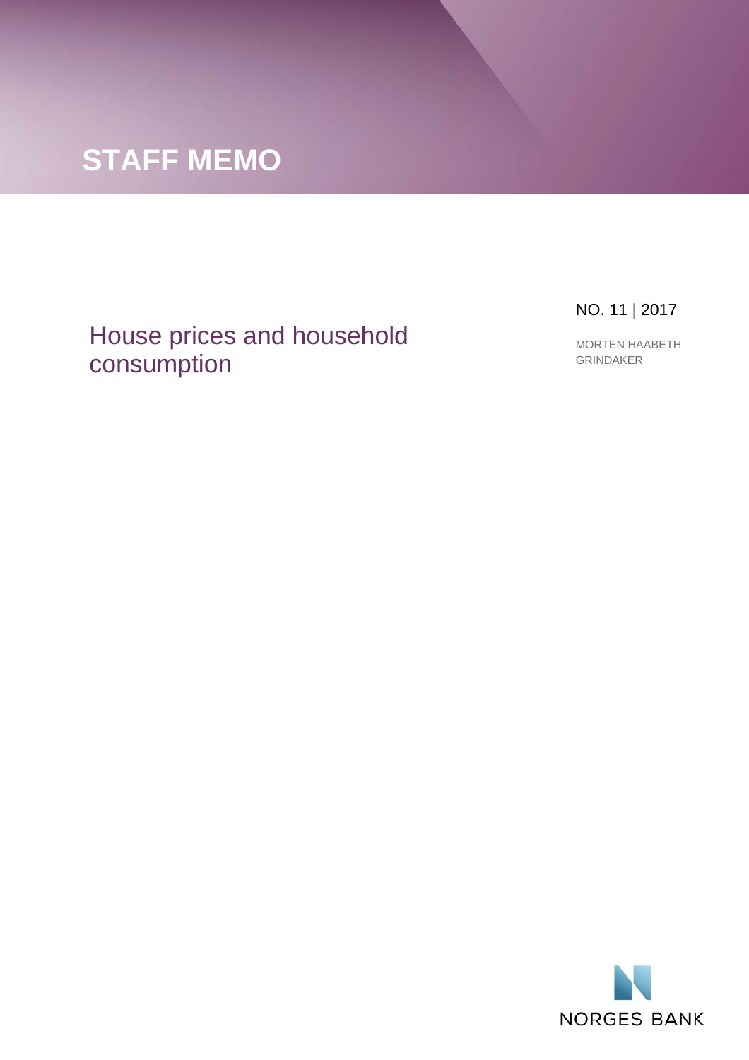# STAFF MEMO

NO. 11 | 2017

## House prices and household consumption

MORTEN HAABETH GRINDAKER

NORGES BANK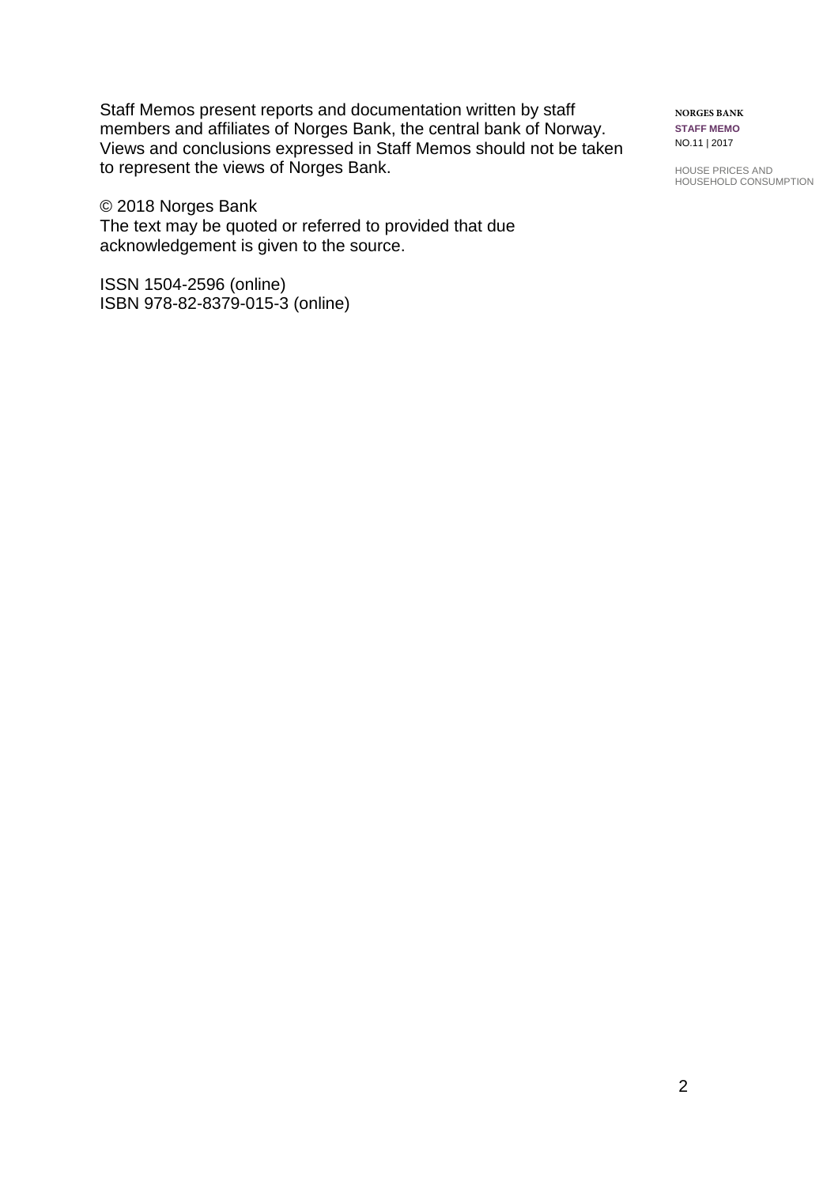Staff Memos present reports and documentation written by staff members and affiliates of Norges Bank, the central bank of Norway. Views and conclusions expressed in Staff Memos should not be taken to represent the views of Norges Bank.

© 2018 Norges Bank
The text may be quoted or referred to provided that due acknowledgement is given to the source.

ISSN 1504-2596 (online)
ISBN 978-82-8379-015-3 (online)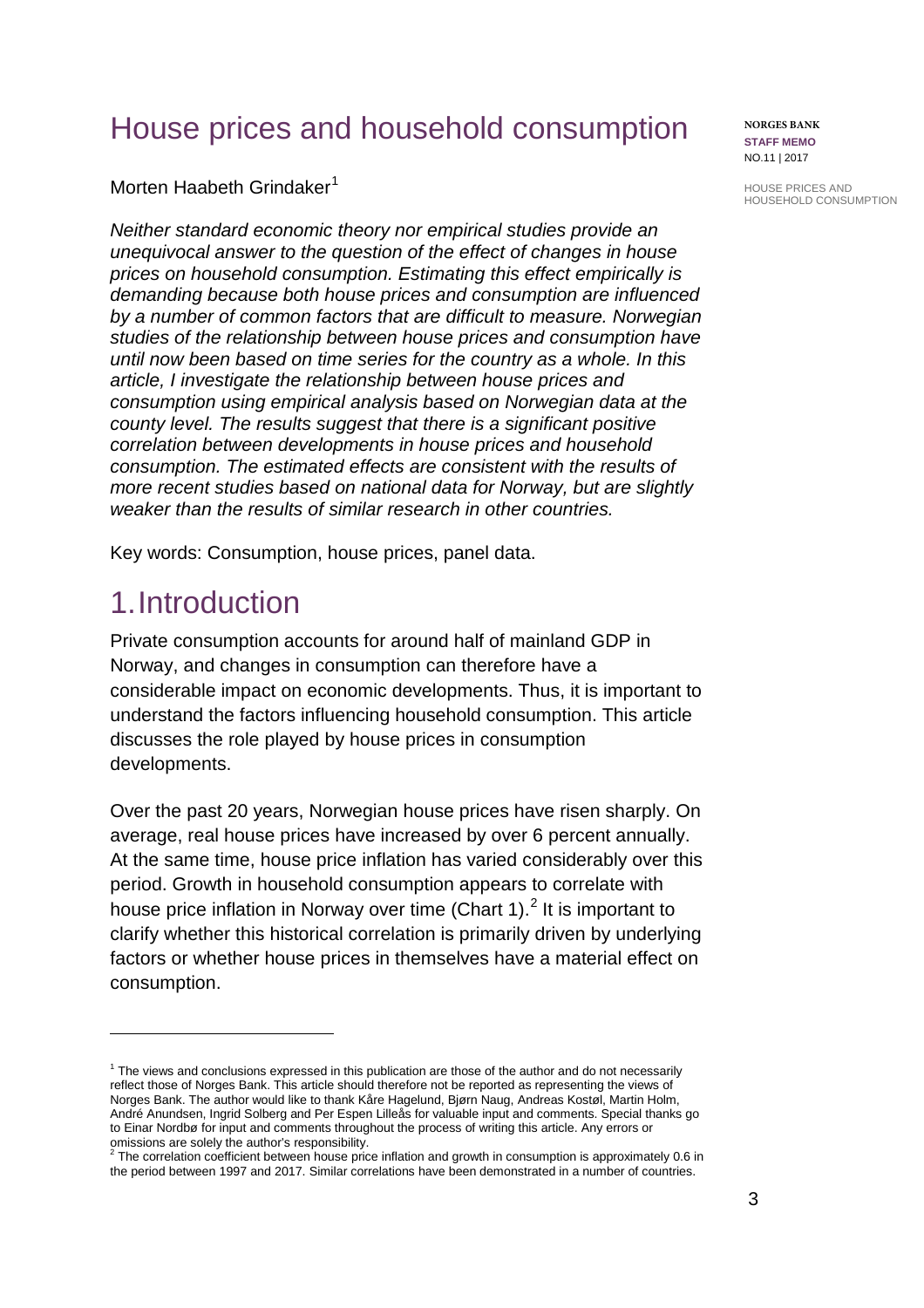# House prices and household consumption

Morten Haabeth Grindaker[1]

*Neither standard economic theory nor empirical studies provide an unequivocal answer to the question of the effect of changes in house prices on household consumption. Estimating this effect empirically is demanding because both house prices and consumption are influenced by a number of common factors that are difficult to measure. Norwegian studies of the relationship between house prices and consumption have until now been based on time series for the country as a whole. In this article, I investigate the relationship between house prices and consumption using empirical analysis based on Norwegian data at the county level. The results suggest that there is a significant positive correlation between developments in house prices and household consumption. The estimated effects are consistent with the results of more recent studies based on national data for Norway, but are slightly weaker than the results of similar research in other countries.*

Key words: Consumption, house prices, panel data.

# 1. Introduction

Private consumption accounts for around half of mainland GDP in Norway, and changes in consumption can therefore have a considerable impact on economic developments. Thus, it is important to understand the factors influencing household consumption. This article discusses the role played by house prices in consumption developments.

Over the past 20 years, Norwegian house prices have risen sharply. On average, real house prices have increased by over 6 percent annually. At the same time, house price inflation has varied considerably over this period. Growth in household consumption appears to correlate with house price inflation in Norway over time (Chart 1).[2] It is important to clarify whether this historical correlation is primarily driven by underlying factors or whether house prices in themselves have a material effect on consumption.

---

[1] The views and conclusions expressed in this publication are those of the author and do not necessarily reflect those of Norges Bank. This article should therefore not be reported as representing the views of Norges Bank. The author would like to thank Kåre Hagelund, Bjørn Naug, Andreas Kostøl, Martin Holm, André Anundsen, Ingrid Solberg and Per Espen Lilleås for valuable input and comments. Special thanks go to Einar Nordbø for input and comments throughout the process of writing this article. Any errors or omissions are solely the author's responsibility.

[2] The correlation coefficient between house price inflation and growth in consumption is approximately 0.6 in the period between 1997 and 2017. Similar correlations have been demonstrated in a number of countries.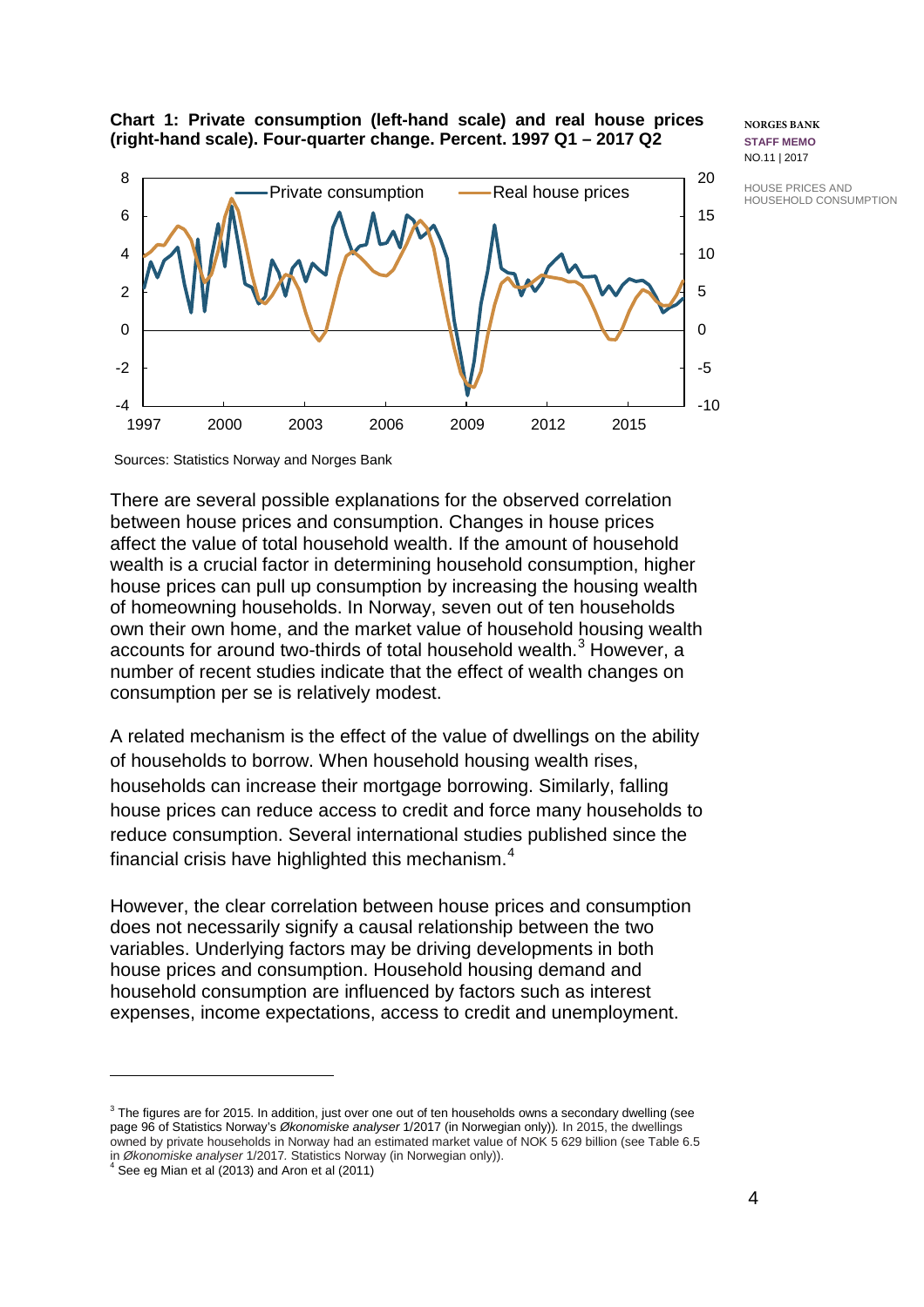**Chart 1: Private consumption (left-hand scale) and real house prices (right-hand scale). Four-quarter change. Percent. 1997 Q1 – 2017 Q2**

Sources: Statistics Norway and Norges Bank

There are several possible explanations for the observed correlation between house prices and consumption. Changes in house prices affect the value of total household wealth. If the amount of household wealth is a crucial factor in determining household consumption, higher house prices can pull up consumption by increasing the housing wealth of homeowning households. In Norway, seven out of ten households own their own home, and the market value of household housing wealth accounts for around two-thirds of total household wealth.[3] However, a number of recent studies indicate that the effect of wealth changes on consumption per se is relatively modest.

A related mechanism is the effect of the value of dwellings on the ability of households to borrow. When household housing wealth rises, households can increase their mortgage borrowing. Similarly, falling house prices can reduce access to credit and force many households to reduce consumption. Several international studies published since the financial crisis have highlighted this mechanism.[4]

However, the clear correlation between house prices and consumption does not necessarily signify a causal relationship between the two variables. Underlying factors may be driving developments in both house prices and consumption. Household housing demand and household consumption are influenced by factors such as interest expenses, income expectations, access to credit and unemployment.

---

[3] The figures are for 2015. In addition, just over one out of ten households owns a secondary dwelling (see page 96 of Statistics Norway's *Økonomiske analyser* 1/2017 (in Norwegian only)). In 2015, the dwellings owned by private households in Norway had an estimated market value of NOK 5 629 billion (see Table 6.5 in *Økonomiske analyser* 1/2017. Statistics Norway (in Norwegian only)).

[4] See eg Mian et al (2013) and Aron et al (2011)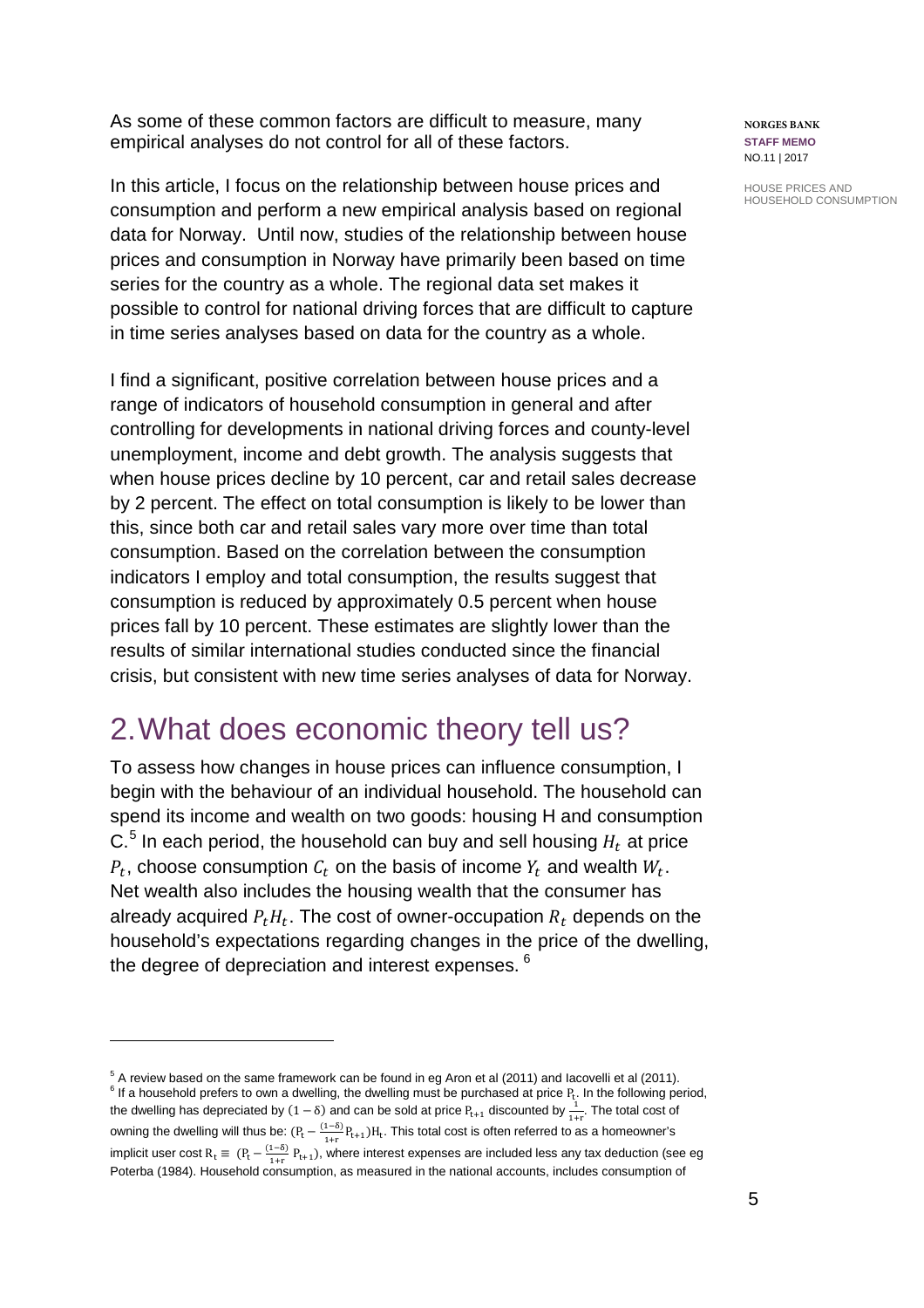As some of these common factors are difficult to measure, many empirical analyses do not control for all of these factors.

In this article, I focus on the relationship between house prices and consumption and perform a new empirical analysis based on regional data for Norway. Until now, studies of the relationship between house prices and consumption in Norway have primarily been based on time series for the country as a whole. The regional data set makes it possible to control for national driving forces that are difficult to capture in time series analyses based on data for the country as a whole.

I find a significant, positive correlation between house prices and a range of indicators of household consumption in general and after controlling for developments in national driving forces and county-level unemployment, income and debt growth. The analysis suggests that when house prices decline by 10 percent, car and retail sales decrease by 2 percent. The effect on total consumption is likely to be lower than this, since both car and retail sales vary more over time than total consumption. Based on the correlation between the consumption indicators I employ and total consumption, the results suggest that consumption is reduced by approximately 0.5 percent when house prices fall by 10 percent. These estimates are slightly lower than the results of similar international studies conducted since the financial crisis, but consistent with new time series analyses of data for Norway.

## 2. What does economic theory tell us?

To assess how changes in house prices can influence consumption, I begin with the behaviour of an individual household. The household can spend its income and wealth on two goods: housing H and consumption C.[5] In each period, the household can buy and sell housing $H_t$ at price $P_t$, choose consumption $C_t$ on the basis of income $Y_t$ and wealth $W_t$. Net wealth also includes the housing wealth that the consumer has already acquired $P_t H_t$. The cost of owner-occupation $R_t$ depends on the household's expectations regarding changes in the price of the dwelling, the degree of depreciation and interest expenses.[6]

---

[5] A review based on the same framework can be found in eg Aron et al (2011) and Iacovelli et al (2011).

[6] If a household prefers to own a dwelling, the dwelling must be purchased at price $P_t$. In the following period, the dwelling has depreciated by $(1-\delta)$ and can be sold at price $P_{t+1}$ discounted by $\frac{1}{1+r}$. The total cost of owning the dwelling will thus be: $(P_t - \frac{(1-\delta)}{1+r} P_{t+1})H_t$. This total cost is often referred to as a homeowner's implicit user cost $R_t \equiv (P_t - \frac{(1-\delta)}{1+r} P_{t+1})$, where interest expenses are included less any tax deduction (see eg Poterba (1984). Household consumption, as measured in the national accounts, includes consumption of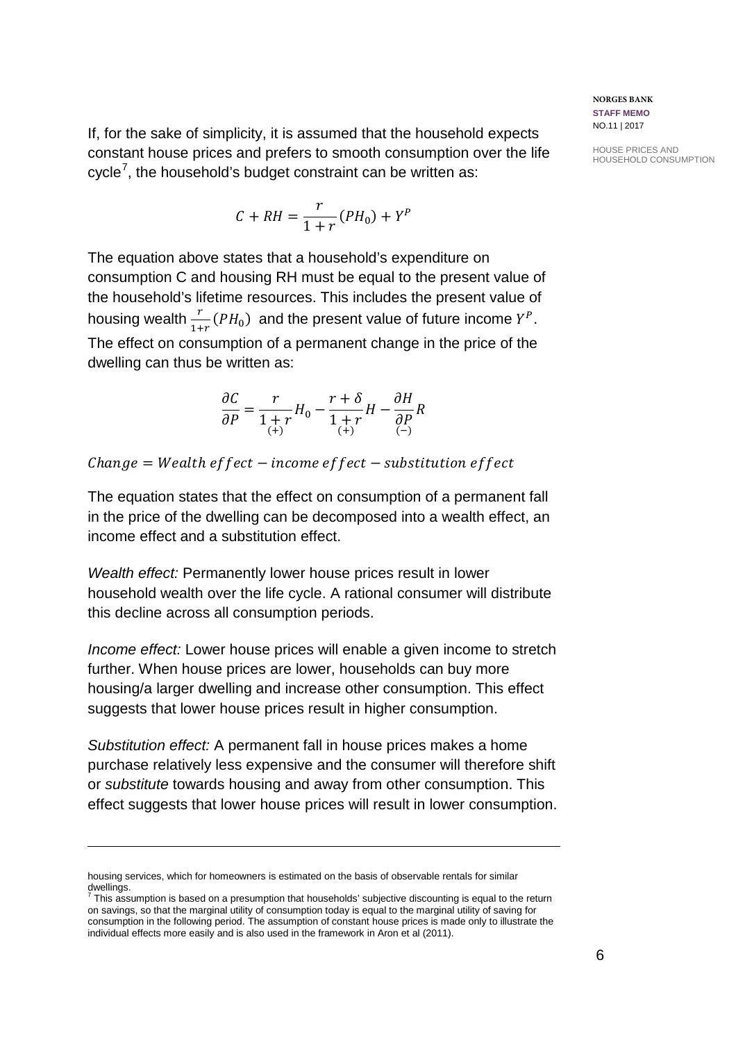If, for the sake of simplicity, it is assumed that the household expects constant house prices and prefers to smooth consumption over the life cycle[7], the household's budget constraint can be written as:

$$C + RH = \frac{r}{1+r}(PH_0) + Y^P$$

The equation above states that a household's expenditure on consumption C and housing RH must be equal to the present value of the household's lifetime resources. This includes the present value of housing wealth $\frac{r}{1+r}(PH_0)$ and the present value of future income $Y^P$.

The effect on consumption of a permanent change in the price of the dwelling can thus be written as:

$$\frac{\partial C}{\partial P} = \underset{(+)}{\frac{r}{1+r}} H_0 - \underset{(+)}{\frac{r+\delta}{1+r}} H - \underset{(-)}{\frac{\partial H}{\partial P}} R$$

$$Change = Wealth\ effect - income\ effect - substitution\ effect$$

The equation states that the effect on consumption of a permanent fall in the price of the dwelling can be decomposed into a wealth effect, an income effect and a substitution effect.

*Wealth effect:* Permanently lower house prices result in lower household wealth over the life cycle. A rational consumer will distribute this decline across all consumption periods.

*Income effect:* Lower house prices will enable a given income to stretch further. When house prices are lower, households can buy more housing/a larger dwelling and increase other consumption. This effect suggests that lower house prices result in higher consumption.

*Substitution effect:* A permanent fall in house prices makes a home purchase relatively less expensive and the consumer will therefore shift or *substitute* towards housing and away from other consumption. This effect suggests that lower house prices will result in lower consumption.

---

housing services, which for homeowners is estimated on the basis of observable rentals for similar dwellings.

[7] This assumption is based on a presumption that households' subjective discounting is equal to the return on savings, so that the marginal utility of consumption today is equal to the marginal utility of saving for consumption in the following period. The assumption of constant house prices is made only to illustrate the individual effects more easily and is also used in the framework in Aron et al (2011).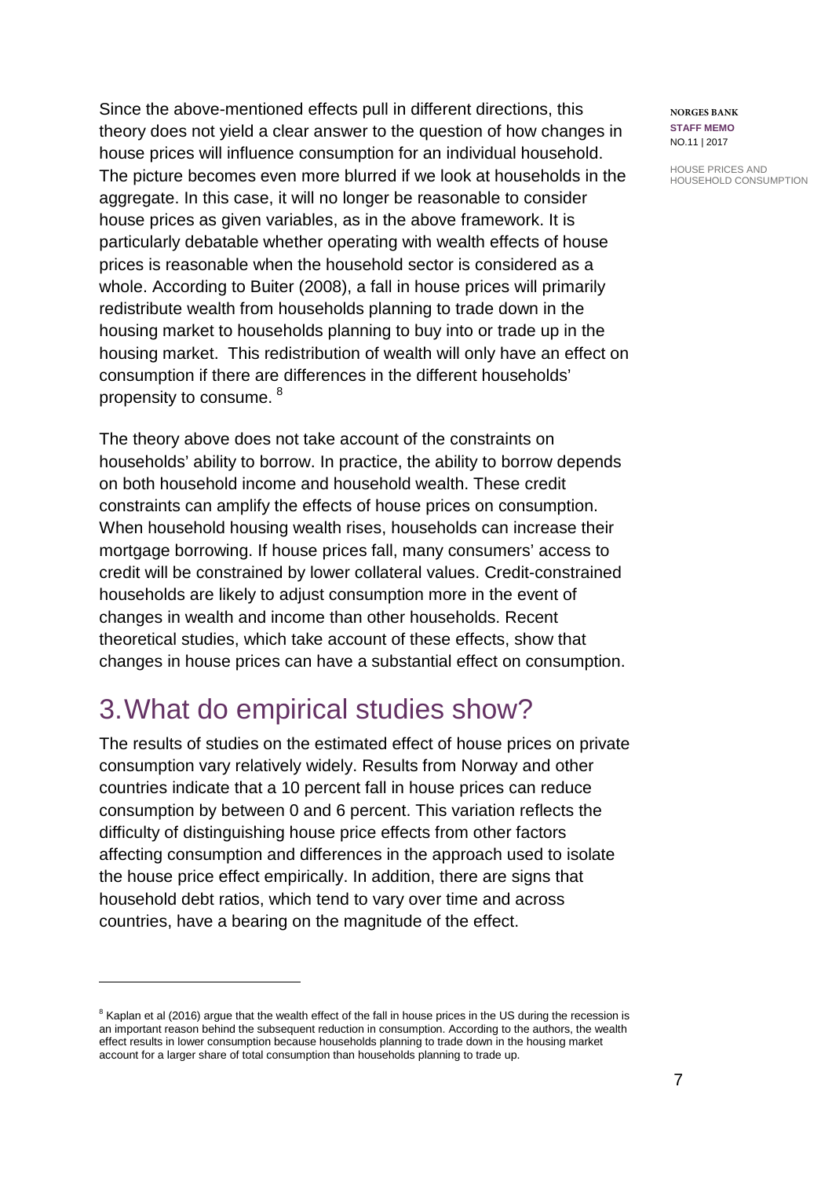Since the above-mentioned effects pull in different directions, this theory does not yield a clear answer to the question of how changes in house prices will influence consumption for an individual household. The picture becomes even more blurred if we look at households in the aggregate. In this case, it will no longer be reasonable to consider house prices as given variables, as in the above framework. It is particularly debatable whether operating with wealth effects of house prices is reasonable when the household sector is considered as a whole. According to Buiter (2008), a fall in house prices will primarily redistribute wealth from households planning to trade down in the housing market to households planning to buy into or trade up in the housing market. This redistribution of wealth will only have an effect on consumption if there are differences in the different households' propensity to consume. [8]

The theory above does not take account of the constraints on households' ability to borrow. In practice, the ability to borrow depends on both household income and household wealth. These credit constraints can amplify the effects of house prices on consumption. When household housing wealth rises, households can increase their mortgage borrowing. If house prices fall, many consumers' access to credit will be constrained by lower collateral values. Credit-constrained households are likely to adjust consumption more in the event of changes in wealth and income than other households. Recent theoretical studies, which take account of these effects, show that changes in house prices can have a substantial effect on consumption.

# 3. What do empirical studies show?

The results of studies on the estimated effect of house prices on private consumption vary relatively widely. Results from Norway and other countries indicate that a 10 percent fall in house prices can reduce consumption by between 0 and 6 percent. This variation reflects the difficulty of distinguishing house price effects from other factors affecting consumption and differences in the approach used to isolate the house price effect empirically. In addition, there are signs that household debt ratios, which tend to vary over time and across countries, have a bearing on the magnitude of the effect.

---

[8] Kaplan et al (2016) argue that the wealth effect of the fall in house prices in the US during the recession is an important reason behind the subsequent reduction in consumption. According to the authors, the wealth effect results in lower consumption because households planning to trade down in the housing market account for a larger share of total consumption than households planning to trade up.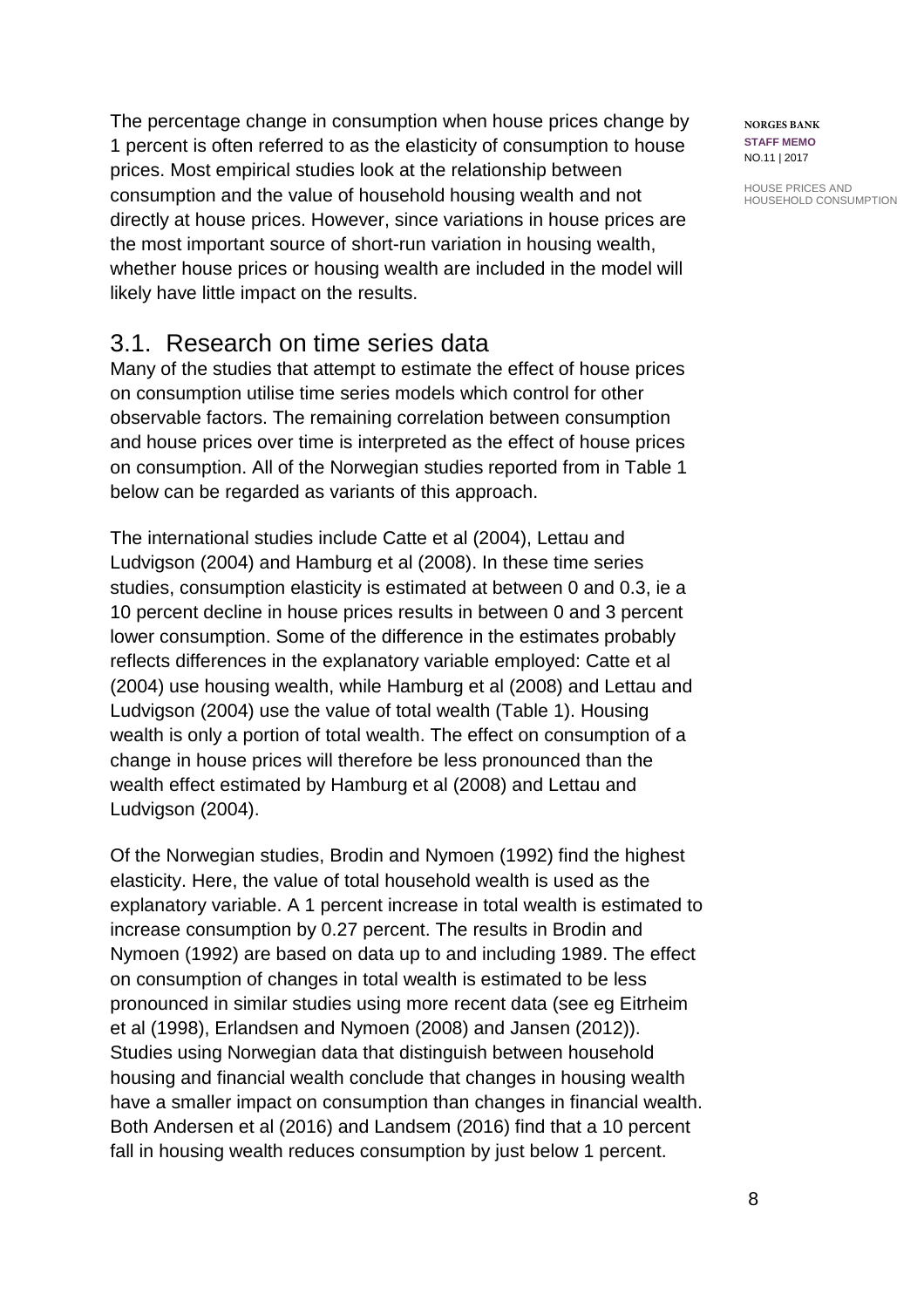The percentage change in consumption when house prices change by 1 percent is often referred to as the elasticity of consumption to house prices. Most empirical studies look at the relationship between consumption and the value of household housing wealth and not directly at house prices. However, since variations in house prices are the most important source of short-run variation in housing wealth, whether house prices or housing wealth are included in the model will likely have little impact on the results.

## 3.1. Research on time series data

Many of the studies that attempt to estimate the effect of house prices on consumption utilise time series models which control for other observable factors. The remaining correlation between consumption and house prices over time is interpreted as the effect of house prices on consumption. All of the Norwegian studies reported from in Table 1 below can be regarded as variants of this approach.

The international studies include Catte et al (2004), Lettau and Ludvigson (2004) and Hamburg et al (2008). In these time series studies, consumption elasticity is estimated at between 0 and 0.3, ie a 10 percent decline in house prices results in between 0 and 3 percent lower consumption. Some of the difference in the estimates probably reflects differences in the explanatory variable employed: Catte et al (2004) use housing wealth, while Hamburg et al (2008) and Lettau and Ludvigson (2004) use the value of total wealth (Table 1). Housing wealth is only a portion of total wealth. The effect on consumption of a change in house prices will therefore be less pronounced than the wealth effect estimated by Hamburg et al (2008) and Lettau and Ludvigson (2004).

Of the Norwegian studies, Brodin and Nymoen (1992) find the highest elasticity. Here, the value of total household wealth is used as the explanatory variable. A 1 percent increase in total wealth is estimated to increase consumption by 0.27 percent. The results in Brodin and Nymoen (1992) are based on data up to and including 1989. The effect on consumption of changes in total wealth is estimated to be less pronounced in similar studies using more recent data (see eg Eitrheim et al (1998), Erlandsen and Nymoen (2008) and Jansen (2012)). Studies using Norwegian data that distinguish between household housing and financial wealth conclude that changes in housing wealth have a smaller impact on consumption than changes in financial wealth. Both Andersen et al (2016) and Landsem (2016) find that a 10 percent fall in housing wealth reduces consumption by just below 1 percent.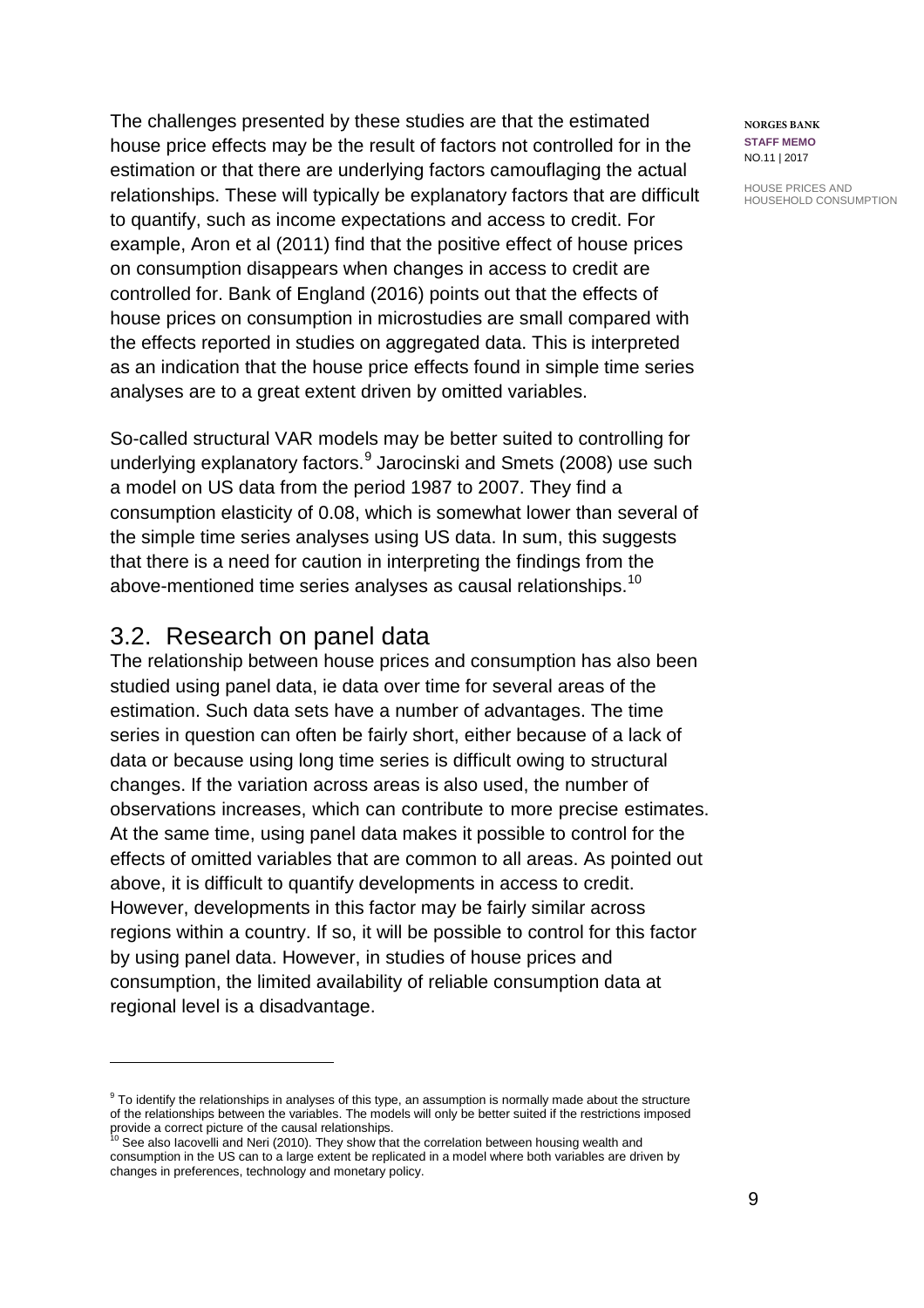The challenges presented by these studies are that the estimated house price effects may be the result of factors not controlled for in the estimation or that there are underlying factors camouflaging the actual relationships. These will typically be explanatory factors that are difficult to quantify, such as income expectations and access to credit. For example, Aron et al (2011) find that the positive effect of house prices on consumption disappears when changes in access to credit are controlled for. Bank of England (2016) points out that the effects of house prices on consumption in microstudies are small compared with the effects reported in studies on aggregated data. This is interpreted as an indication that the house price effects found in simple time series analyses are to a great extent driven by omitted variables.

So-called structural VAR models may be better suited to controlling for underlying explanatory factors.[9] Jarocinski and Smets (2008) use such a model on US data from the period 1987 to 2007. They find a consumption elasticity of 0.08, which is somewhat lower than several of the simple time series analyses using US data. In sum, this suggests that there is a need for caution in interpreting the findings from the above-mentioned time series analyses as causal relationships.[10]

## 3.2. Research on panel data

The relationship between house prices and consumption has also been studied using panel data, ie data over time for several areas of the estimation. Such data sets have a number of advantages. The time series in question can often be fairly short, either because of a lack of data or because using long time series is difficult owing to structural changes. If the variation across areas is also used, the number of observations increases, which can contribute to more precise estimates. At the same time, using panel data makes it possible to control for the effects of omitted variables that are common to all areas. As pointed out above, it is difficult to quantify developments in access to credit. However, developments in this factor may be fairly similar across regions within a country. If so, it will be possible to control for this factor by using panel data. However, in studies of house prices and consumption, the limited availability of reliable consumption data at regional level is a disadvantage.

---

[9] To identify the relationships in analyses of this type, an assumption is normally made about the structure of the relationships between the variables. The models will only be better suited if the restrictions imposed provide a correct picture of the causal relationships.

[10] See also Iacovelli and Neri (2010). They show that the correlation between housing wealth and consumption in the US can to a large extent be replicated in a model where both variables are driven by changes in preferences, technology and monetary policy.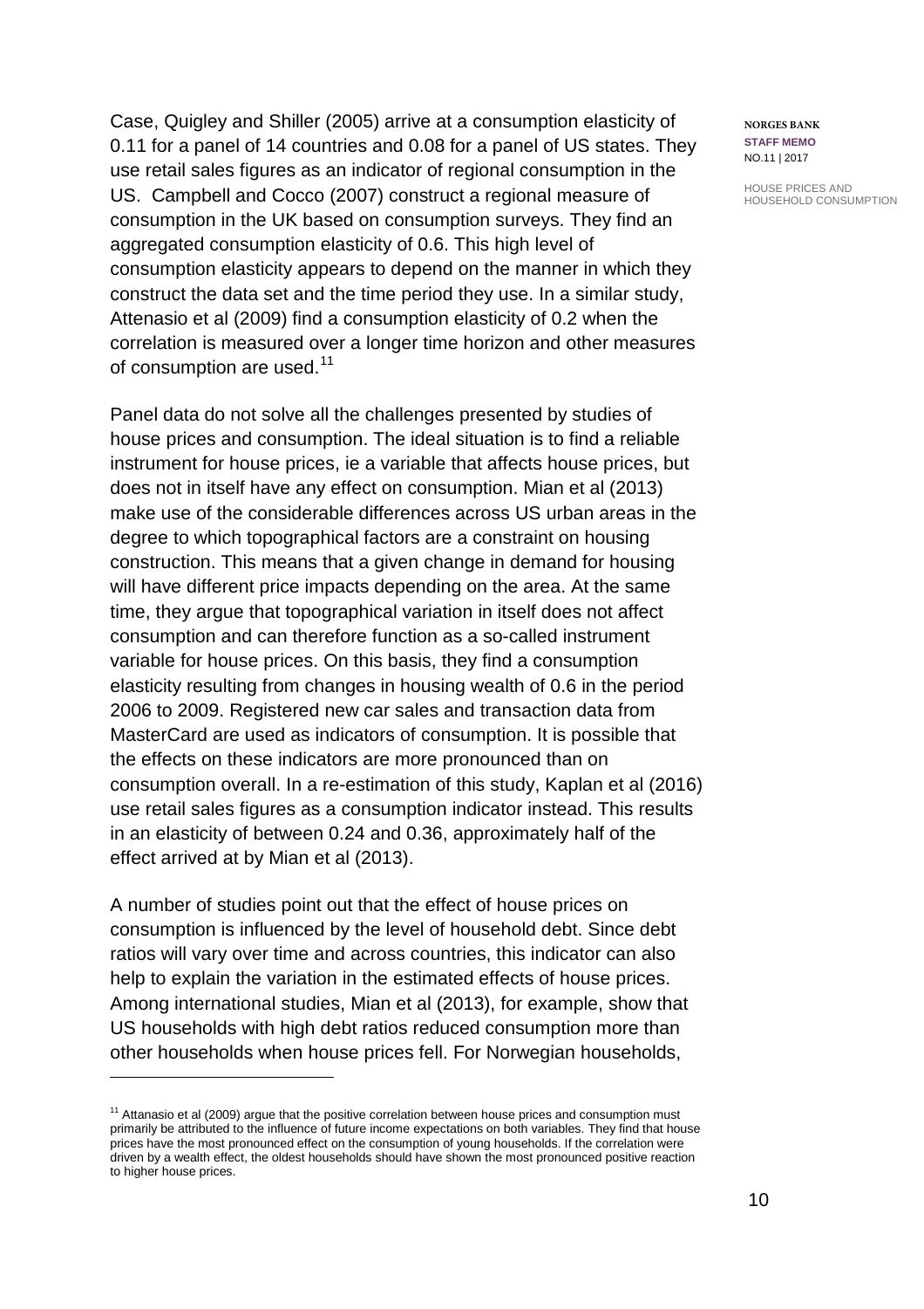Case, Quigley and Shiller (2005) arrive at a consumption elasticity of 0.11 for a panel of 14 countries and 0.08 for a panel of US states. They use retail sales figures as an indicator of regional consumption in the US. Campbell and Cocco (2007) construct a regional measure of consumption in the UK based on consumption surveys. They find an aggregated consumption elasticity of 0.6. This high level of consumption elasticity appears to depend on the manner in which they construct the data set and the time period they use. In a similar study, Attenasio et al (2009) find a consumption elasticity of 0.2 when the correlation is measured over a longer time horizon and other measures of consumption are used.[11]

Panel data do not solve all the challenges presented by studies of house prices and consumption. The ideal situation is to find a reliable instrument for house prices, ie a variable that affects house prices, but does not in itself have any effect on consumption. Mian et al (2013) make use of the considerable differences across US urban areas in the degree to which topographical factors are a constraint on housing construction. This means that a given change in demand for housing will have different price impacts depending on the area. At the same time, they argue that topographical variation in itself does not affect consumption and can therefore function as a so-called instrument variable for house prices. On this basis, they find a consumption elasticity resulting from changes in housing wealth of 0.6 in the period 2006 to 2009. Registered new car sales and transaction data from MasterCard are used as indicators of consumption. It is possible that the effects on these indicators are more pronounced than on consumption overall. In a re-estimation of this study, Kaplan et al (2016) use retail sales figures as a consumption indicator instead. This results in an elasticity of between 0.24 and 0.36, approximately half of the effect arrived at by Mian et al (2013).

A number of studies point out that the effect of house prices on consumption is influenced by the level of household debt. Since debt ratios will vary over time and across countries, this indicator can also help to explain the variation in the estimated effects of house prices. Among international studies, Mian et al (2013), for example, show that US households with high debt ratios reduced consumption more than other households when house prices fell. For Norwegian households,

[11] Attanasio et al (2009) argue that the positive correlation between house prices and consumption must primarily be attributed to the influence of future income expectations on both variables. They find that house prices have the most pronounced effect on the consumption of young households. If the correlation were driven by a wealth effect, the oldest households should have shown the most pronounced positive reaction to higher house prices.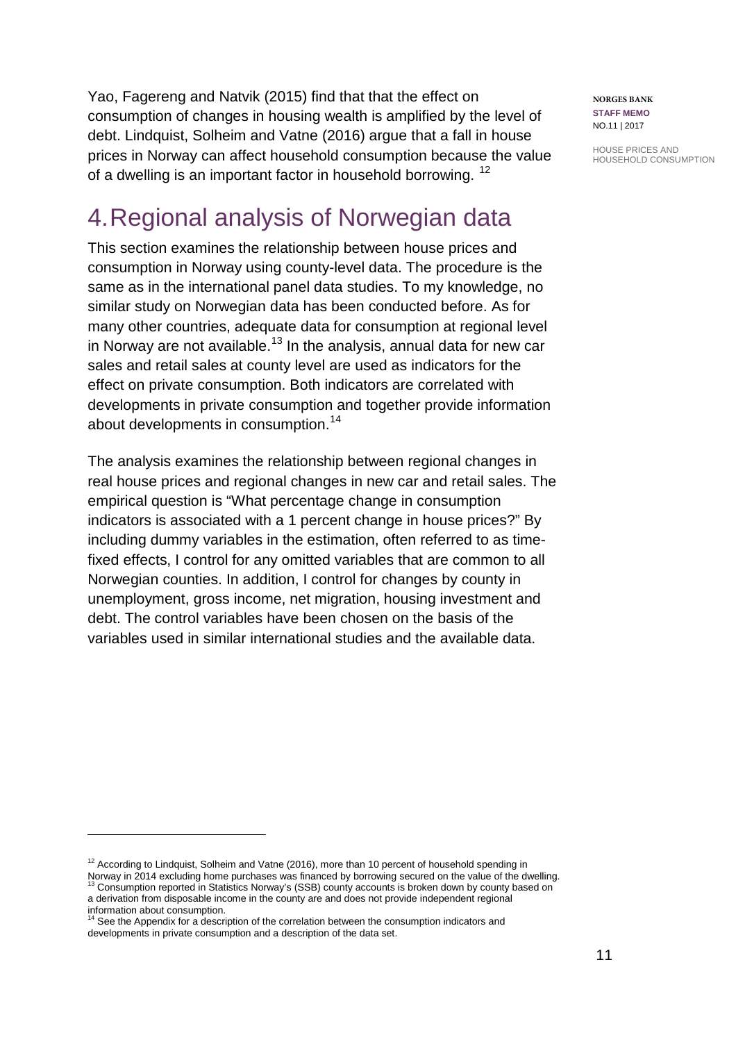Yao, Fagereng and Natvik (2015) find that that the effect on consumption of changes in housing wealth is amplified by the level of debt. Lindquist, Solheim and Vatne (2016) argue that a fall in house prices in Norway can affect household consumption because the value of a dwelling is an important factor in household borrowing. [12]

# 4. Regional analysis of Norwegian data

This section examines the relationship between house prices and consumption in Norway using county-level data. The procedure is the same as in the international panel data studies. To my knowledge, no similar study on Norwegian data has been conducted before. As for many other countries, adequate data for consumption at regional level in Norway are not available.[13] In the analysis, annual data for new car sales and retail sales at county level are used as indicators for the effect on private consumption. Both indicators are correlated with developments in private consumption and together provide information about developments in consumption.[14]

The analysis examines the relationship between regional changes in real house prices and regional changes in new car and retail sales. The empirical question is "What percentage change in consumption indicators is associated with a 1 percent change in house prices?" By including dummy variables in the estimation, often referred to as time-fixed effects, I control for any omitted variables that are common to all Norwegian counties. In addition, I control for changes by county in unemployment, gross income, net migration, housing investment and debt. The control variables have been chosen on the basis of the variables used in similar international studies and the available data.

---

[12] According to Lindquist, Solheim and Vatne (2016), more than 10 percent of household spending in Norway in 2014 excluding home purchases was financed by borrowing secured on the value of the dwelling.

[13] Consumption reported in Statistics Norway's (SSB) county accounts is broken down by county based on a derivation from disposable income in the county are and does not provide independent regional information about consumption.

[14] See the Appendix for a description of the correlation between the consumption indicators and developments in private consumption and a description of the data set.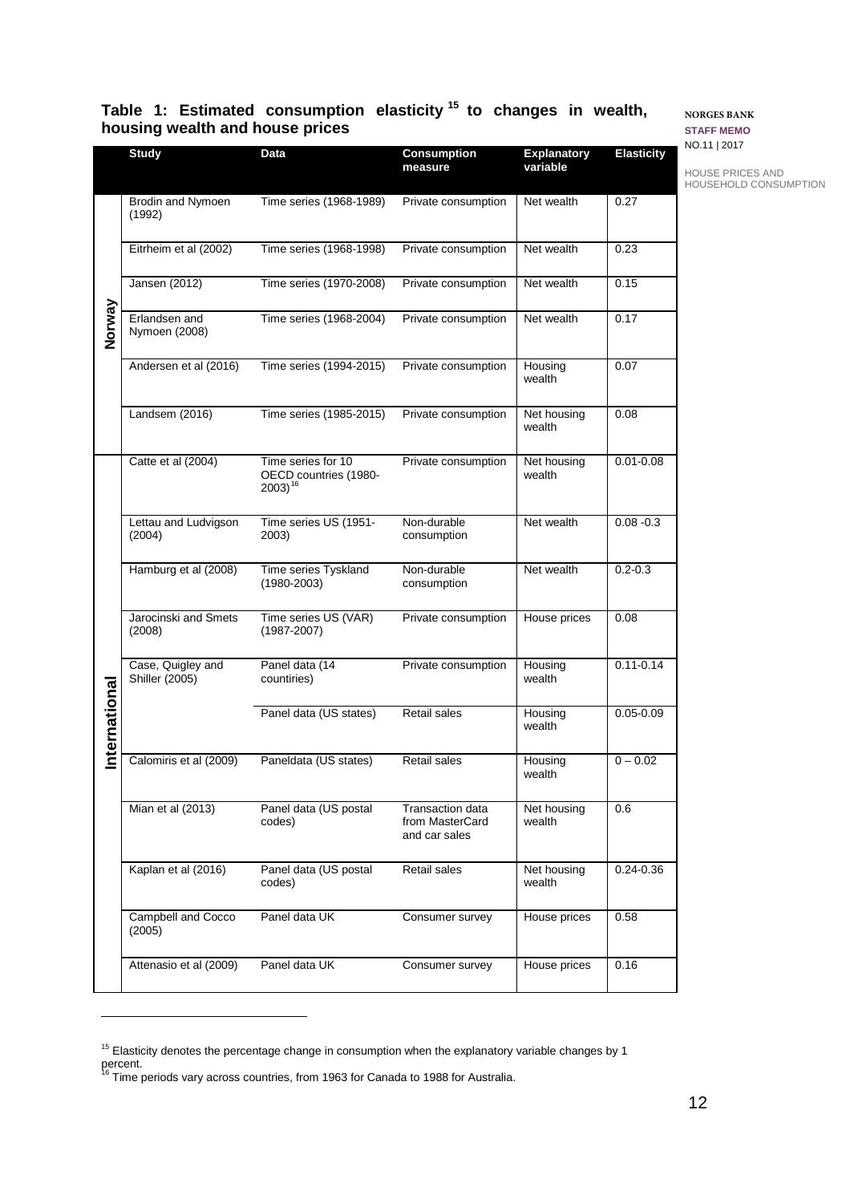### Table 1: Estimated consumption elasticity[15] to changes in wealth, housing wealth and house prices

| | Study | Data | Consumption measure | Explanatory variable | Elasticity |
|---|---|---|---|---|---|
| Norway | Brodin and Nymoen (1992) | Time series (1968-1989) | Private consumption | Net wealth | 0.27 |
| | Eitrheim et al (2002) | Time series (1968-1998) | Private consumption | Net wealth | 0.23 |
| | Jansen (2012) | Time series (1970-2008) | Private consumption | Net wealth | 0.15 |
| | Erlandsen and Nymoen (2008) | Time series (1968-2004) | Private consumption | Net wealth | 0.17 |
| | Andersen et al (2016) | Time series (1994-2015) | Private consumption | Housing wealth | 0.07 |
| | Landsem (2016) | Time series (1985-2015) | Private consumption | Net housing wealth | 0.08 |
| International | Catte et al (2004) | Time series for 10 OECD countries (1980-2003)[16] | Private consumption | Net housing wealth | 0.01-0.08 |
| | Lettau and Ludvigson (2004) | Time series US (1951-2003) | Non-durable consumption | Net wealth | 0.08 -0.3 |
| | Hamburg et al (2008) | Time series Tyskland (1980-2003) | Non-durable consumption | Net wealth | 0.2-0.3 |
| | Jarocinski and Smets (2008) | Time series US (VAR) (1987-2007) | Private consumption | House prices | 0.08 |
| | Case, Quigley and Shiller (2005) | Panel data (14 countries) | Private consumption | Housing wealth | 0.11-0.14 |
| | | Panel data (US states) | Retail sales | Housing wealth | 0.05-0.09 |
| | Calomiris et al (2009) | Paneldata (US states) | Retail sales | Housing wealth | 0 – 0.02 |
| | Mian et al (2013) | Panel data (US postal codes) | Transaction data from MasterCard and car sales | Net housing wealth | 0.6 |
| | Kaplan et al (2016) | Panel data (US postal codes) | Retail sales | Net housing wealth | 0.24-0.36 |
| | Campbell and Cocco (2005) | Panel data UK | Consumer survey | House prices | 0.58 |
| | Attenasio et al (2009) | Panel data UK | Consumer survey | House prices | 0.16 |

[15] Elasticity denotes the percentage change in consumption when the explanatory variable changes by 1 percent.

[16] Time periods vary across countries, from 1963 for Canada to 1988 for Australia.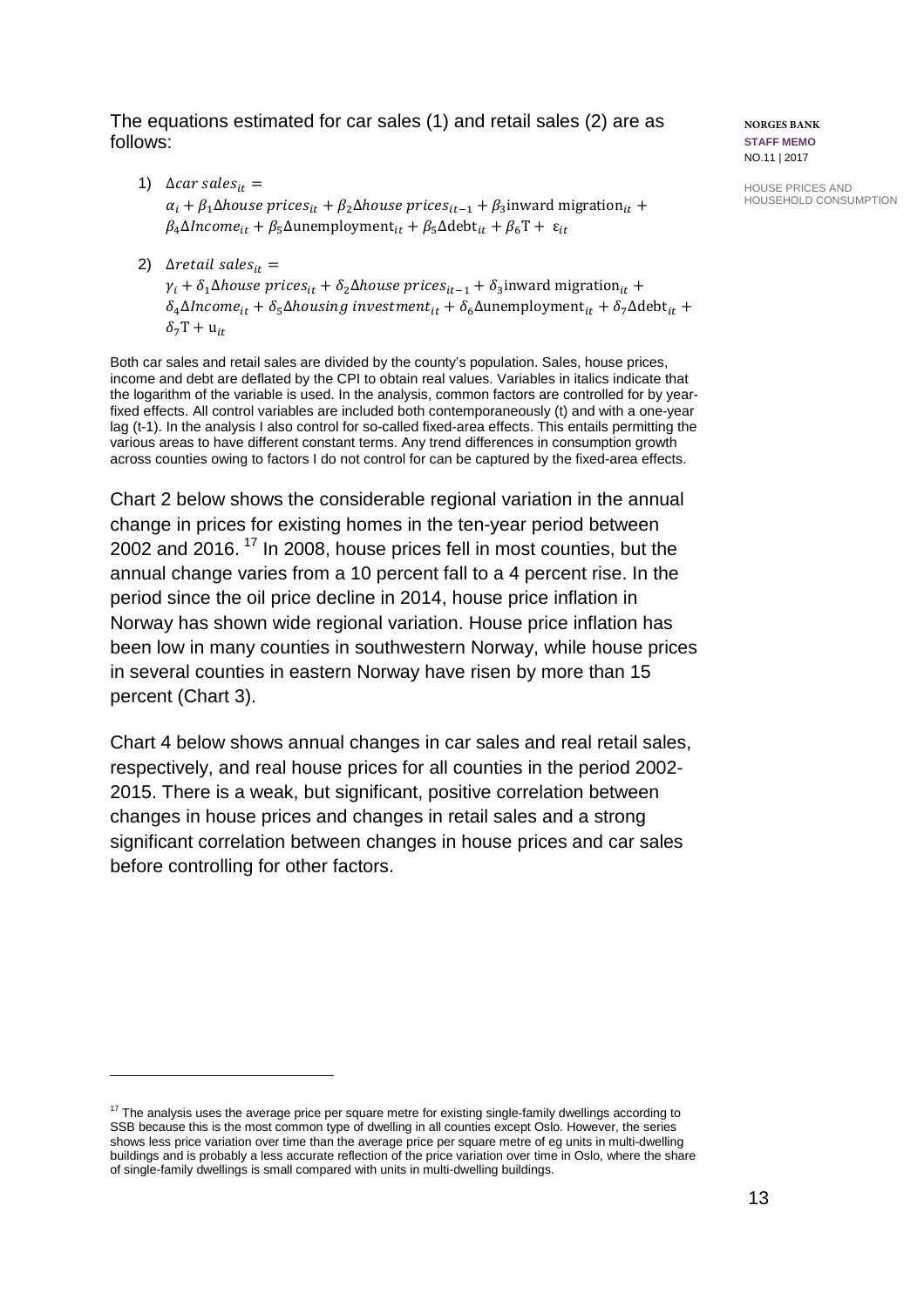The equations estimated for car sales (1) and retail sales (2) are as follows:

1) $\Delta car\ sales_{it} =$
$\alpha_i + \beta_1 \Delta house\ prices_{it} + \beta_2 \Delta house\ prices_{it-1} + \beta_3 \text{inward migration}_{it} +$
$\beta_4 \Delta Income_{it} + \beta_5 \Delta \text{unemployment}_{it} + \beta_5 \Delta \text{debt}_{it} + \beta_6 \text{T} + \varepsilon_{it}$

2) $\Delta retail\ sales_{it} =$
$\gamma_i + \delta_1 \Delta house\ prices_{it} + \delta_2 \Delta house\ prices_{it-1} + \delta_3 \text{inward migration}_{it} +$
$\delta_4 \Delta Income_{it} + \delta_5 \Delta housing\ investment_{it} + \delta_6 \Delta \text{unemployment}_{it} + \delta_7 \Delta \text{debt}_{it} +$
$\delta_7 \text{T} + \text{u}_{it}$

Both car sales and retail sales are divided by the county's population. Sales, house prices, income and debt are deflated by the CPI to obtain real values. Variables in italics indicate that the logarithm of the variable is used. In the analysis, common factors are controlled for by year-fixed effects. All control variables are included both contemporaneously (t) and with a one-year lag (t-1). In the analysis I also control for so-called fixed-area effects. This entails permitting the various areas to have different constant terms. Any trend differences in consumption growth across counties owing to factors I do not control for can be captured by the fixed-area effects.

Chart 2 below shows the considerable regional variation in the annual change in prices for existing homes in the ten-year period between 2002 and 2016.[17] In 2008, house prices fell in most counties, but the annual change varies from a 10 percent fall to a 4 percent rise. In the period since the oil price decline in 2014, house price inflation in Norway has shown wide regional variation. House price inflation has been low in many counties in southwestern Norway, while house prices in several counties in eastern Norway have risen by more than 15 percent (Chart 3).

Chart 4 below shows annual changes in car sales and real retail sales, respectively, and real house prices for all counties in the period 2002-2015. There is a weak, but significant, positive correlation between changes in house prices and changes in retail sales and a strong significant correlation between changes in house prices and car sales before controlling for other factors.

[17] The analysis uses the average price per square metre for existing single-family dwellings according to SSB because this is the most common type of dwelling in all counties except Oslo. However, the series shows less price variation over time than the average price per square metre of eg units in multi-dwelling buildings and is probably a less accurate reflection of the price variation over time in Oslo, where the share of single-family dwellings is small compared with units in multi-dwelling buildings.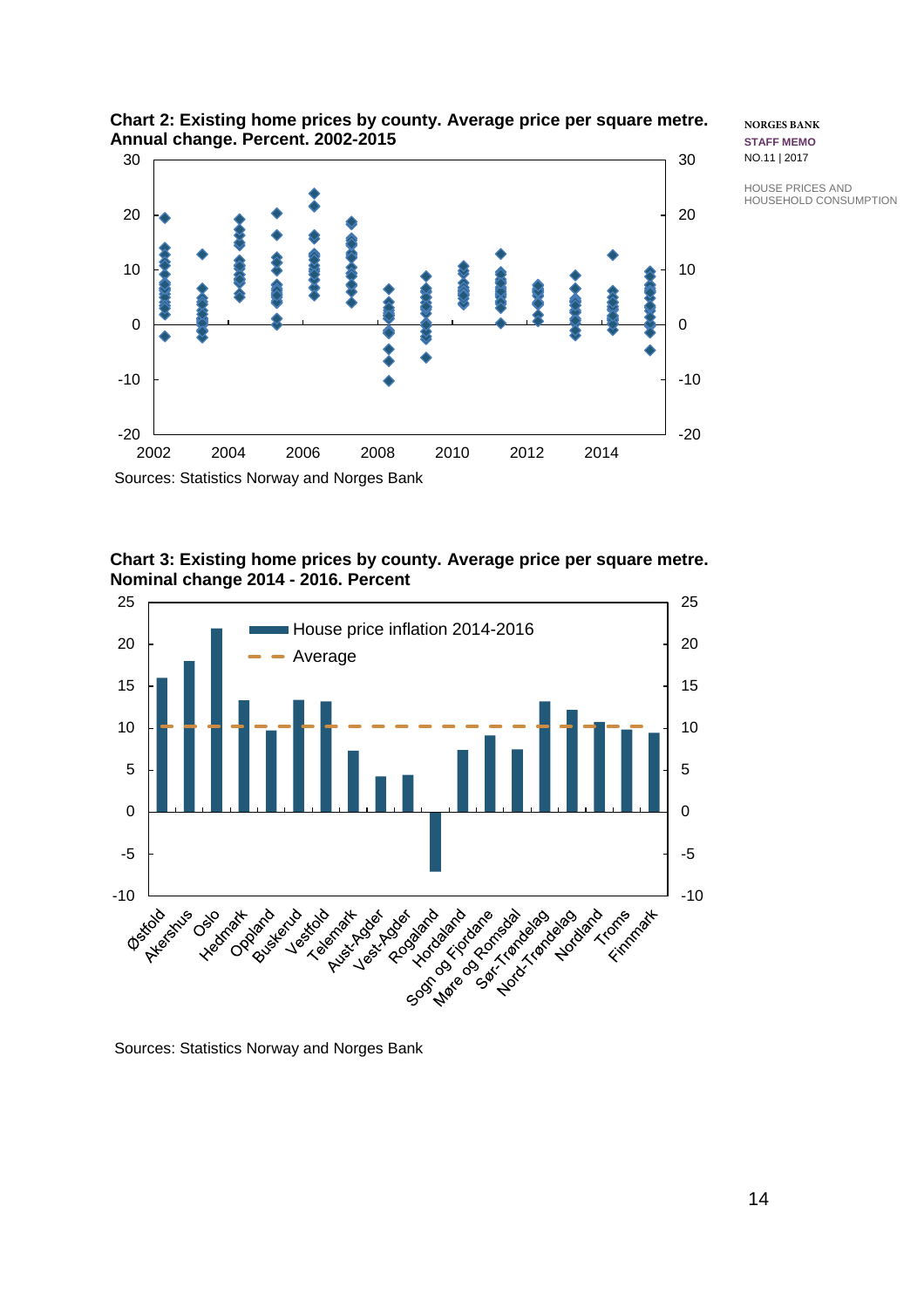**Chart 2: Existing home prices by county. Average price per square metre. Annual change. Percent. 2002-2015**

Sources: Statistics Norway and Norges Bank

**Chart 3: Existing home prices by county. Average price per square metre. Nominal change 2014 - 2016. Percent**

Sources: Statistics Norway and Norges Bank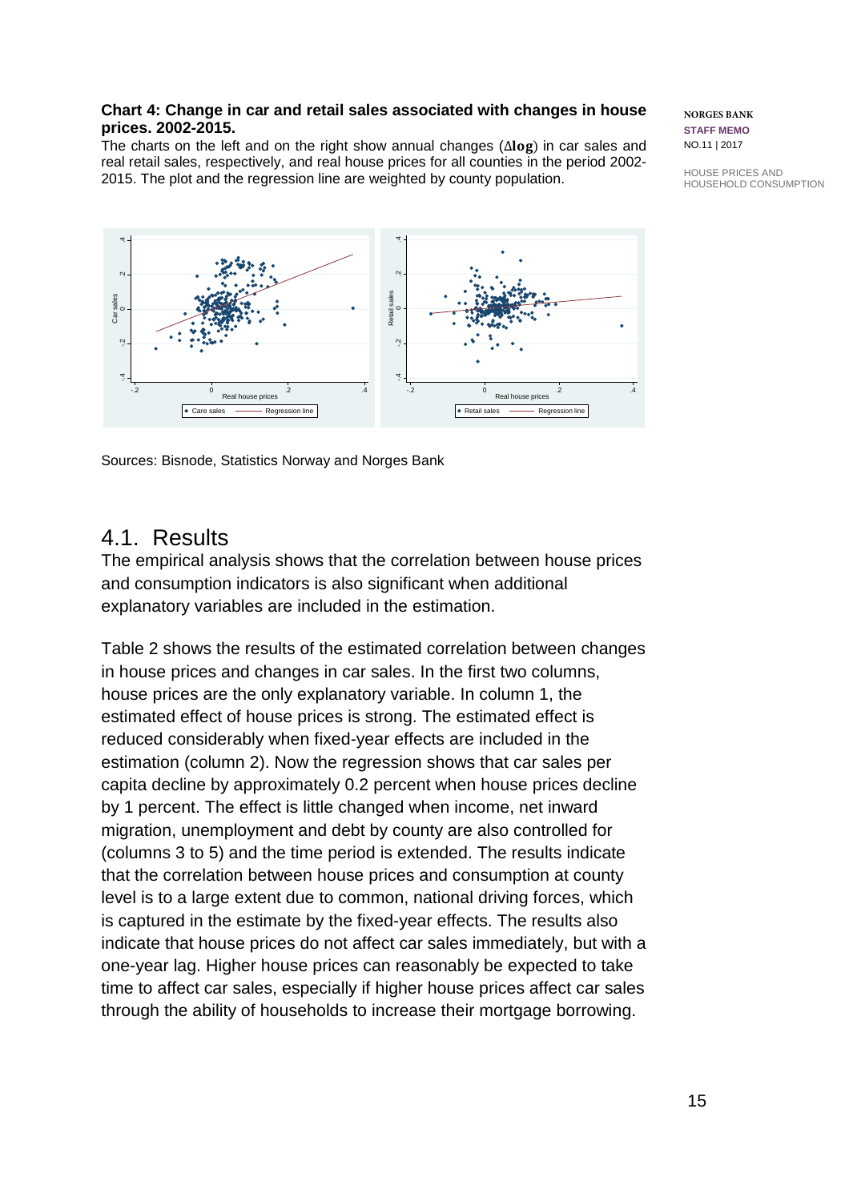**Chart 4: Change in car and retail sales associated with changes in house prices. 2002-2015.**

The charts on the left and on the right show annual changes ($\Delta\mathbf{log}$) in car sales and real retail sales, respectively, and real house prices for all counties in the period 2002-2015. The plot and the regression line are weighted by county population.

Sources: Bisnode, Statistics Norway and Norges Bank

## 4.1. Results

The empirical analysis shows that the correlation between house prices and consumption indicators is also significant when additional explanatory variables are included in the estimation.

Table 2 shows the results of the estimated correlation between changes in house prices and changes in car sales. In the first two columns, house prices are the only explanatory variable. In column 1, the estimated effect of house prices is strong. The estimated effect is reduced considerably when fixed-year effects are included in the estimation (column 2). Now the regression shows that car sales per capita decline by approximately 0.2 percent when house prices decline by 1 percent. The effect is little changed when income, net inward migration, unemployment and debt by county are also controlled for (columns 3 to 5) and the time period is extended. The results indicate that the correlation between house prices and consumption at county level is to a large extent due to common, national driving forces, which is captured in the estimate by the fixed-year effects. The results also indicate that house prices do not affect car sales immediately, but with a one-year lag. Higher house prices can reasonably be expected to take time to affect car sales, especially if higher house prices affect car sales through the ability of households to increase their mortgage borrowing.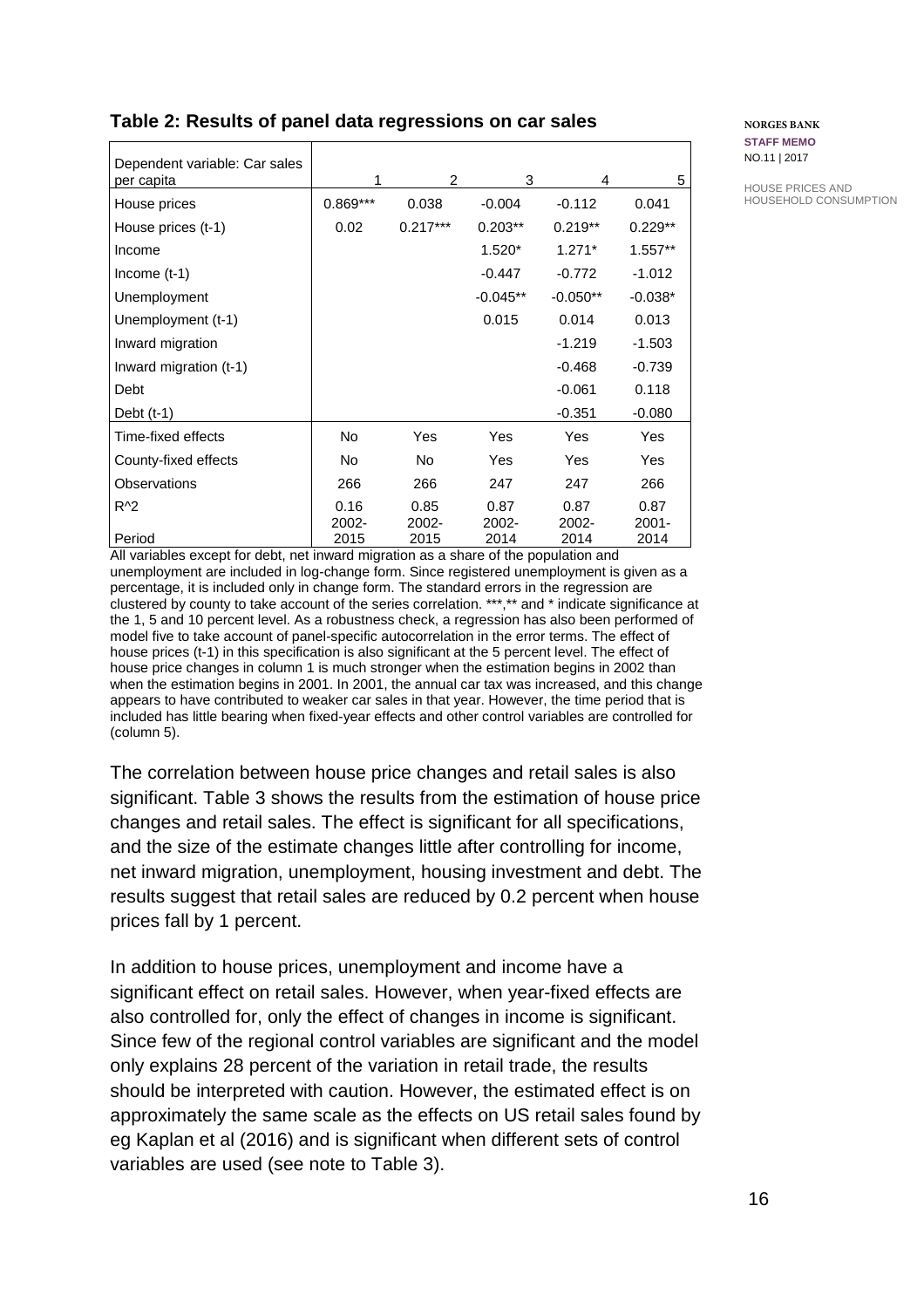**Table 2: Results of panel data regressions on car sales**

| Dependent variable: Car sales per capita | 1 | 2 | 3 | 4 | 5 |
|---|---|---|---|---|---|
| House prices | 0.869*** | 0.038 | -0.004 | -0.112 | 0.041 |
| House prices (t-1) | 0.02 | 0.217*** | 0.203** | 0.219** | 0.229** |
| Income | | | 1.520* | 1.271* | 1.557** |
| Income (t-1) | | | -0.447 | -0.772 | -1.012 |
| Unemployment | | | -0.045** | -0.050** | -0.038* |
| Unemployment (t-1) | | | 0.015 | 0.014 | 0.013 |
| Inward migration | | | | -1.219 | -1.503 |
| Inward migration (t-1) | | | | -0.468 | -0.739 |
| Debt | | | | -0.061 | 0.118 |
| Debt (t-1) | | | | -0.351 | -0.080 |
| Time-fixed effects | No | Yes | Yes | Yes | Yes |
| County-fixed effects | No | No | Yes | Yes | Yes |
| Observations | 266 | 266 | 247 | 247 | 266 |
| $R^2$ | 0.16 | 0.85 | 0.87 | 0.87 | 0.87 |
| Period | 2002-2015 | 2002-2015 | 2002-2014 | 2002-2014 | 2001-2014 |

All variables except for debt, net inward migration as a share of the population and unemployment are included in log-change form. Since registered unemployment is given as a percentage, it is included only in change form. The standard errors in the regression are clustered by county to take account of the series correlation. ***,** and * indicate significance at the 1, 5 and 10 percent level. As a robustness check, a regression has also been performed of model five to take account of panel-specific autocorrelation in the error terms. The effect of house prices (t-1) in this specification is also significant at the 5 percent level. The effect of house price changes in column 1 is much stronger when the estimation begins in 2002 than when the estimation begins in 2001. In 2001, the annual car tax was increased, and this change appears to have contributed to weaker car sales in that year. However, the time period that is included has little bearing when fixed-year effects and other control variables are controlled for (column 5).

The correlation between house price changes and retail sales is also significant. Table 3 shows the results from the estimation of house price changes and retail sales. The effect is significant for all specifications, and the size of the estimate changes little after controlling for income, net inward migration, unemployment, housing investment and debt. The results suggest that retail sales are reduced by 0.2 percent when house prices fall by 1 percent.

In addition to house prices, unemployment and income have a significant effect on retail sales. However, when year-fixed effects are also controlled for, only the effect of changes in income is significant. Since few of the regional control variables are significant and the model only explains 28 percent of the variation in retail trade, the results should be interpreted with caution. However, the estimated effect is on approximately the same scale as the effects on US retail sales found by eg Kaplan et al (2016) and is significant when different sets of control variables are used (see note to Table 3).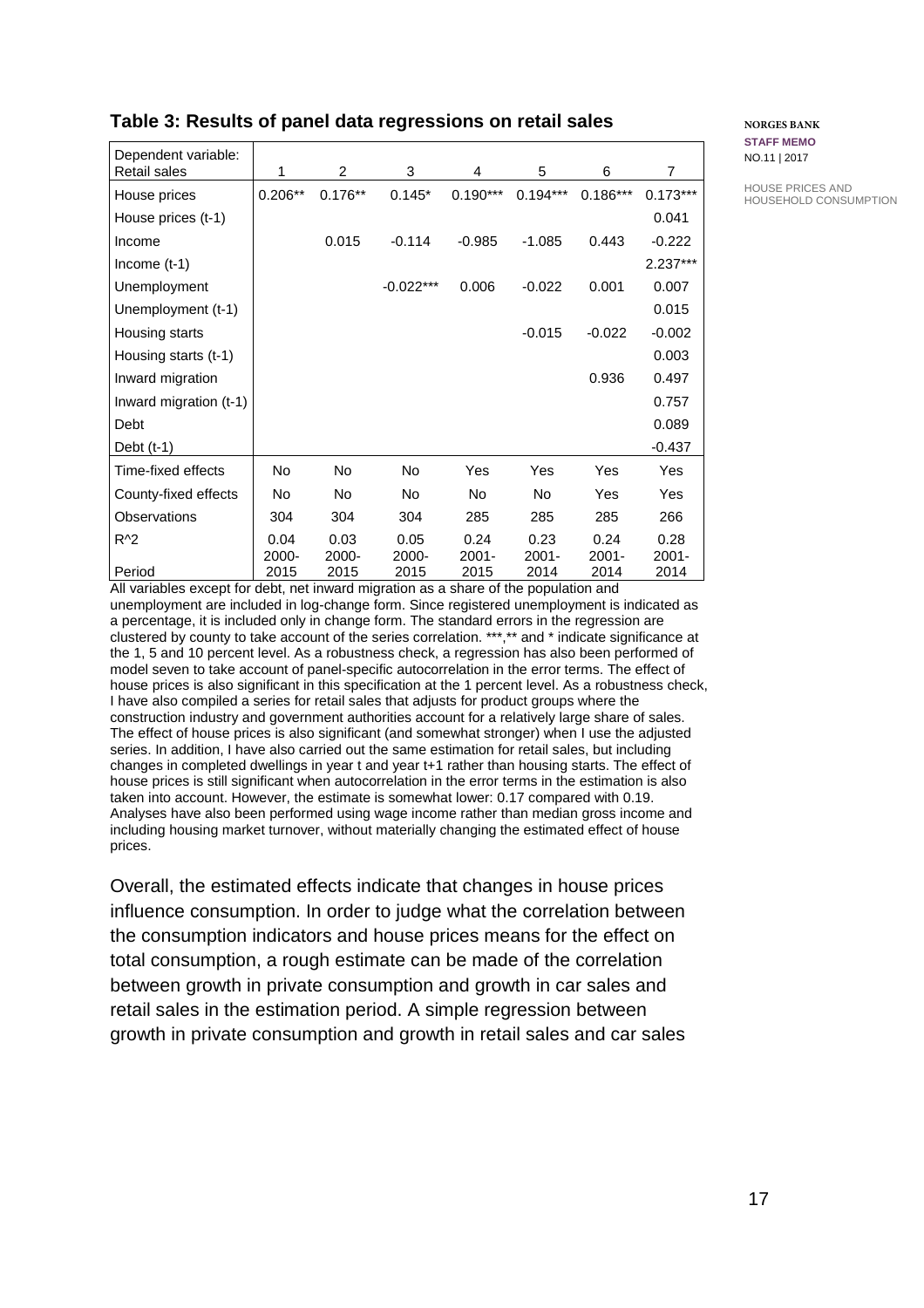**Table 3: Results of panel data regressions on retail sales**

| Dependent variable: Retail sales | 1 | 2 | 3 | 4 | 5 | 6 | 7 |
|---|---|---|---|---|---|---|---|
| House prices | 0.206** | 0.176** | 0.145* | 0.190*** | 0.194*** | 0.186*** | 0.173*** |
| House prices (t-1) | | | | | | | 0.041 |
| Income | | 0.015 | -0.114 | -0.985 | -1.085 | 0.443 | -0.222 |
| Income (t-1) | | | | | | | 2.237*** |
| Unemployment | | | -0.022*** | 0.006 | -0.022 | 0.001 | 0.007 |
| Unemployment (t-1) | | | | | | | 0.015 |
| Housing starts | | | | | -0.015 | -0.022 | -0.002 |
| Housing starts (t-1) | | | | | | | 0.003 |
| Inward migration | | | | | | 0.936 | 0.497 |
| Inward migration (t-1) | | | | | | | 0.757 |
| Debt | | | | | | | 0.089 |
| Debt (t-1) | | | | | | | -0.437 |
| Time-fixed effects | No | No | No | Yes | Yes | Yes | Yes |
| County-fixed effects | No | No | No | No | No | Yes | Yes |
| Observations | 304 | 304 | 304 | 285 | 285 | 285 | 266 |
| $R^2$ | 0.04 | 0.03 | 0.05 | 0.24 | 0.23 | 0.24 | 0.28 |
| Period | 2000-2015 | 2000-2015 | 2000-2015 | 2001-2015 | 2001-2014 | 2001-2014 | 2001-2014 |

All variables except for debt, net inward migration as a share of the population and unemployment are included in log-change form. Since registered unemployment is indicated as a percentage, it is included only in change form. The standard errors in the regression are clustered by county to take account of the series correlation. ***,** and * indicate significance at the 1, 5 and 10 percent level. As a robustness check, a regression has also been performed of model seven to take account of panel-specific autocorrelation in the error terms. The effect of house prices is also significant in this specification at the 1 percent level. As a robustness check, I have also compiled a series for retail sales that adjusts for product groups where the construction industry and government authorities account for a relatively large share of sales. The effect of house prices is also significant (and somewhat stronger) when I use the adjusted series. In addition, I have also carried out the same estimation for retail sales, but including changes in completed dwellings in year t and year t+1 rather than housing starts. The effect of house prices is still significant when autocorrelation in the error terms in the estimation is also taken into account. However, the estimate is somewhat lower: 0.17 compared with 0.19. Analyses have also been performed using wage income rather than median gross income and including housing market turnover, without materially changing the estimated effect of house prices.

Overall, the estimated effects indicate that changes in house prices influence consumption. In order to judge what the correlation between the consumption indicators and house prices means for the effect on total consumption, a rough estimate can be made of the correlation between growth in private consumption and growth in car sales and retail sales in the estimation period. A simple regression between growth in private consumption and growth in retail sales and car sales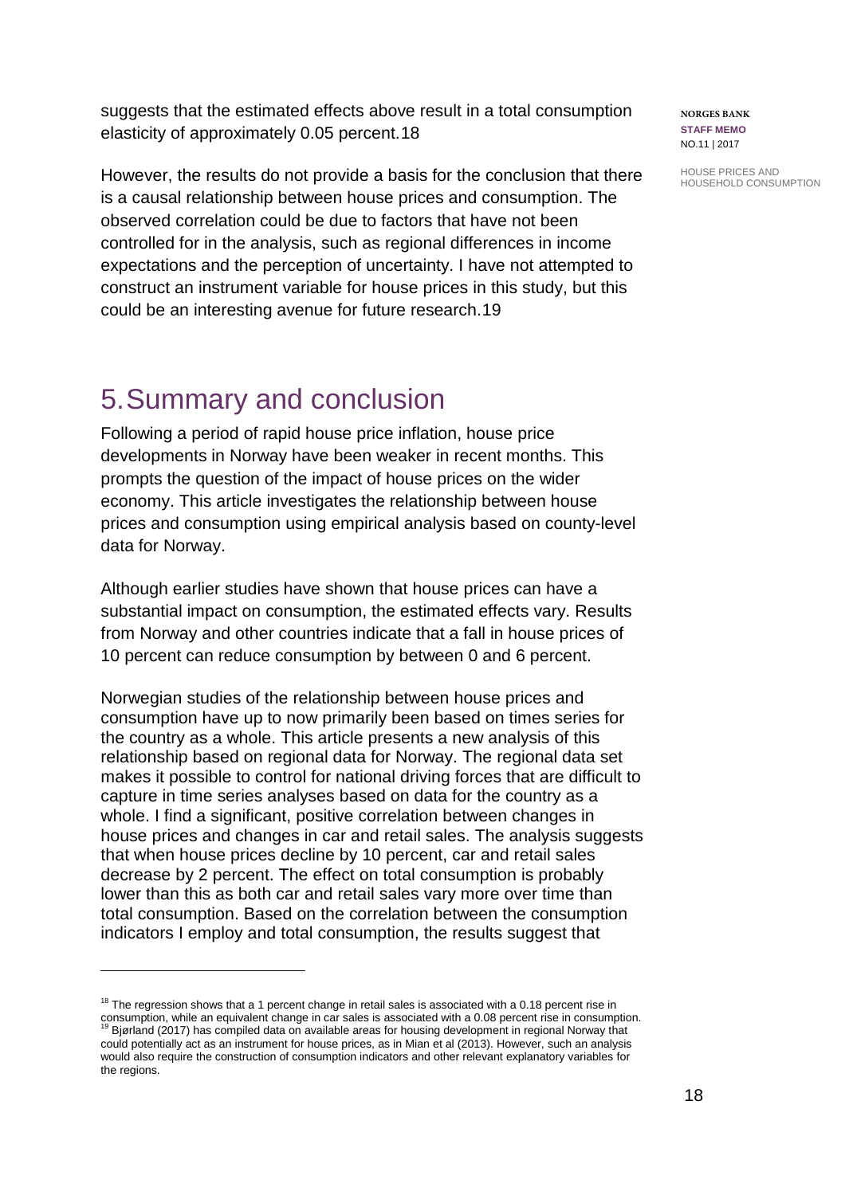suggests that the estimated effects above result in a total consumption elasticity of approximately 0.05 percent.[18]

However, the results do not provide a basis for the conclusion that there is a causal relationship between house prices and consumption. The observed correlation could be due to factors that have not been controlled for in the analysis, such as regional differences in income expectations and the perception of uncertainty. I have not attempted to construct an instrument variable for house prices in this study, but this could be an interesting avenue for future research.[19]

# 5. Summary and conclusion

Following a period of rapid house price inflation, house price developments in Norway have been weaker in recent months. This prompts the question of the impact of house prices on the wider economy. This article investigates the relationship between house prices and consumption using empirical analysis based on county-level data for Norway.

Although earlier studies have shown that house prices can have a substantial impact on consumption, the estimated effects vary. Results from Norway and other countries indicate that a fall in house prices of 10 percent can reduce consumption by between 0 and 6 percent.

Norwegian studies of the relationship between house prices and consumption have up to now primarily been based on times series for the country as a whole. This article presents a new analysis of this relationship based on regional data for Norway. The regional data set makes it possible to control for national driving forces that are difficult to capture in time series analyses based on data for the country as a whole. I find a significant, positive correlation between changes in house prices and changes in car and retail sales. The analysis suggests that when house prices decline by 10 percent, car and retail sales decrease by 2 percent. The effect on total consumption is probably lower than this as both car and retail sales vary more over time than total consumption. Based on the correlation between the consumption indicators I employ and total consumption, the results suggest that

---

[18] The regression shows that a 1 percent change in retail sales is associated with a 0.18 percent rise in consumption, while an equivalent change in car sales is associated with a 0.08 percent rise in consumption.

[19] Bjørland (2017) has compiled data on available areas for housing development in regional Norway that could potentially act as an instrument for house prices, as in Mian et al (2013). However, such an analysis would also require the construction of consumption indicators and other relevant explanatory variables for the regions.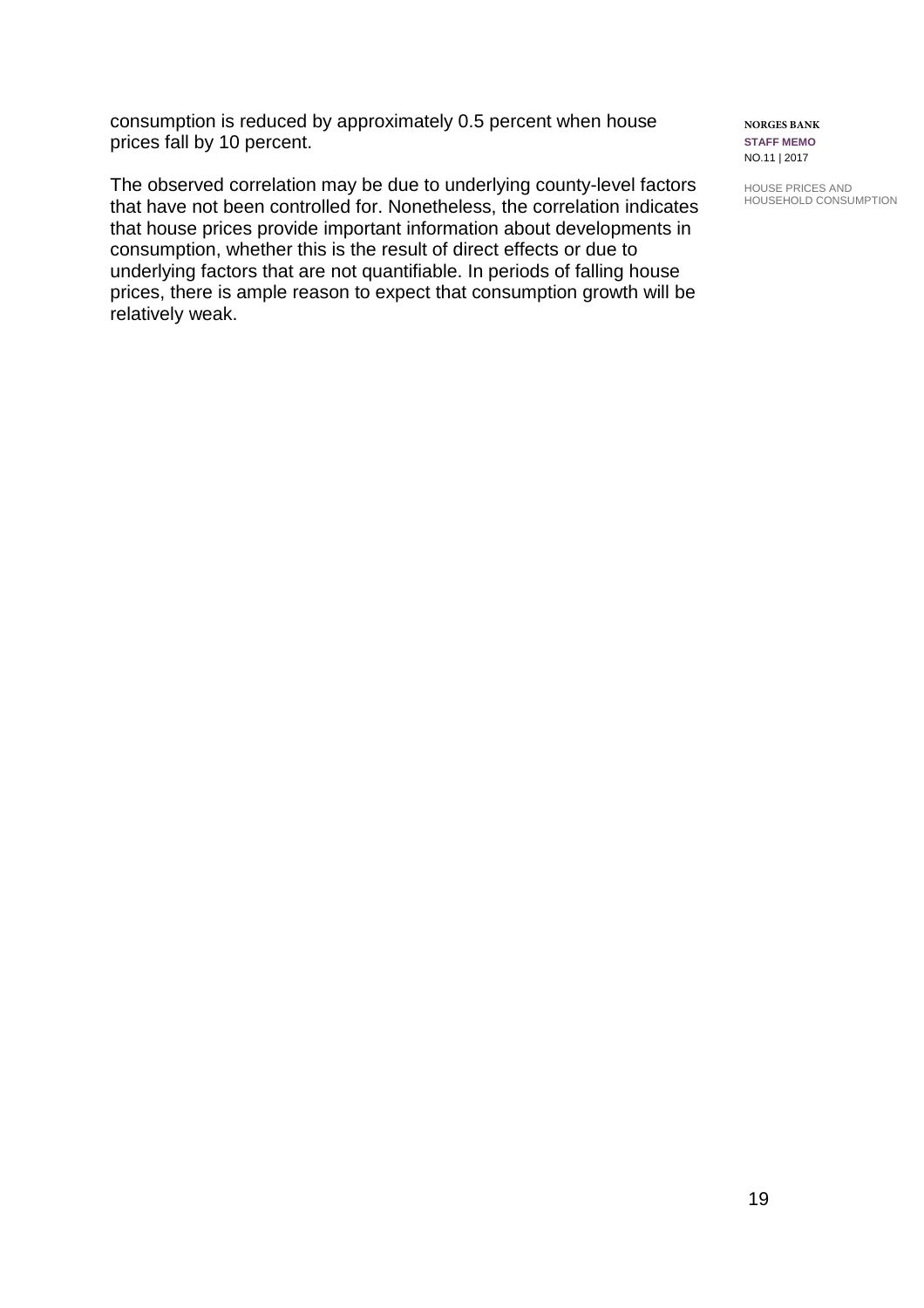consumption is reduced by approximately 0.5 percent when house prices fall by 10 percent.

The observed correlation may be due to underlying county-level factors that have not been controlled for. Nonetheless, the correlation indicates that house prices provide important information about developments in consumption, whether this is the result of direct effects or due to underlying factors that are not quantifiable. In periods of falling house prices, there is ample reason to expect that consumption growth will be relatively weak.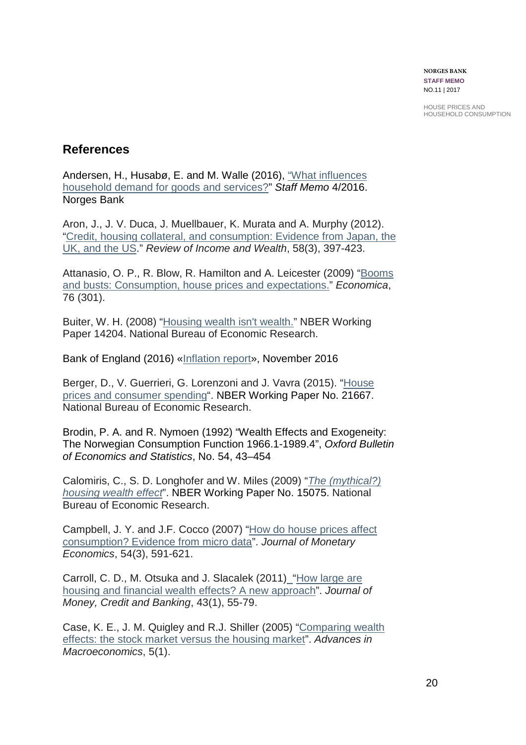## References

Andersen, H., Husabø, E. and M. Walle (2016), "What influences household demand for goods and services?" *Staff Memo* 4/2016. Norges Bank

Aron, J., J. V. Duca, J. Muellbauer, K. Murata and A. Murphy (2012). "Credit, housing collateral, and consumption: Evidence from Japan, the UK, and the US." *Review of Income and Wealth*, 58(3), 397-423.

Attanasio, O. P., R. Blow, R. Hamilton and A. Leicester (2009) "Booms and busts: Consumption, house prices and expectations." *Economica*, 76 (301).

Buiter, W. H. (2008) "Housing wealth isn't wealth." NBER Working Paper 14204. National Bureau of Economic Research.

Bank of England (2016) «Inflation report», November 2016

Berger, D., V. Guerrieri, G. Lorenzoni and J. Vavra (2015). "House prices and consumer spending". NBER Working Paper No. 21667. National Bureau of Economic Research.

Brodin, P. A. and R. Nymoen (1992) "Wealth Effects and Exogeneity: The Norwegian Consumption Function 1966.1-1989.4", *Oxford Bulletin of Economics and Statistics*, No. 54, 43–454

Calomiris, C., S. D. Longhofer and W. Miles (2009) "*The (mythical?) housing wealth effect*". NBER Working Paper No. 15075. National Bureau of Economic Research.

Campbell, J. Y. and J.F. Cocco (2007) "How do house prices affect consumption? Evidence from micro data". *Journal of Monetary Economics*, 54(3), 591-621.

Carroll, C. D., M. Otsuka and J. Slacalek (2011)_"How large are housing and financial wealth effects? A new approach". *Journal of Money, Credit and Banking*, 43(1), 55-79.

Case, K. E., J. M. Quigley and R.J. Shiller (2005) "Comparing wealth effects: the stock market versus the housing market". *Advances in Macroeconomics*, 5(1).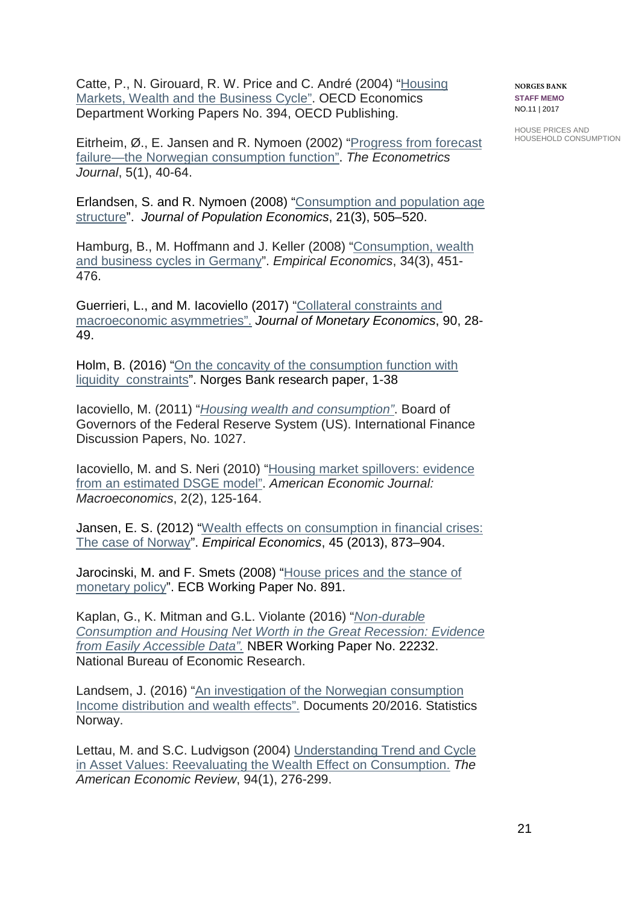Catte, P., N. Girouard, R. W. Price and C. André (2004) "Housing Markets, Wealth and the Business Cycle". OECD Economics Department Working Papers No. 394, OECD Publishing.

Eitrheim, Ø., E. Jansen and R. Nymoen (2002) "Progress from forecast failure—the Norwegian consumption function". *The Econometrics Journal*, 5(1), 40-64.

Erlandsen, S. and R. Nymoen (2008) "Consumption and population age structure". *Journal of Population Economics*, 21(3), 505–520.

Hamburg, B., M. Hoffmann and J. Keller (2008) "Consumption, wealth and business cycles in Germany". *Empirical Economics*, 34(3), 451-476.

Guerrieri, L., and M. Iacoviello (2017) "Collateral constraints and macroeconomic asymmetries". *Journal of Monetary Economics*, 90, 28-49.

Holm, B. (2016) "On the concavity of the consumption function with liquidity constraints". Norges Bank research paper, 1-38

Iacoviello, M. (2011) "*Housing wealth and consumption*". Board of Governors of the Federal Reserve System (US). International Finance Discussion Papers, No. 1027.

Iacoviello, M. and S. Neri (2010) "Housing market spillovers: evidence from an estimated DSGE model". *American Economic Journal: Macroeconomics*, 2(2), 125-164.

Jansen, E. S. (2012) "Wealth effects on consumption in financial crises: The case of Norway". *Empirical Economics*, 45 (2013), 873–904.

Jarocinski, M. and F. Smets (2008) "House prices and the stance of monetary policy". ECB Working Paper No. 891.

Kaplan, G., K. Mitman and G.L. Violante (2016) "*Non-durable Consumption and Housing Net Worth in the Great Recession: Evidence from Easily Accessible Data*". NBER Working Paper No. 22232. National Bureau of Economic Research.

Landsem, J. (2016) "An investigation of the Norwegian consumption Income distribution and wealth effects". Documents 20/2016. Statistics Norway.

Lettau, M. and S.C. Ludvigson (2004) Understanding Trend and Cycle in Asset Values: Reevaluating the Wealth Effect on Consumption. *The American Economic Review*, 94(1), 276-299.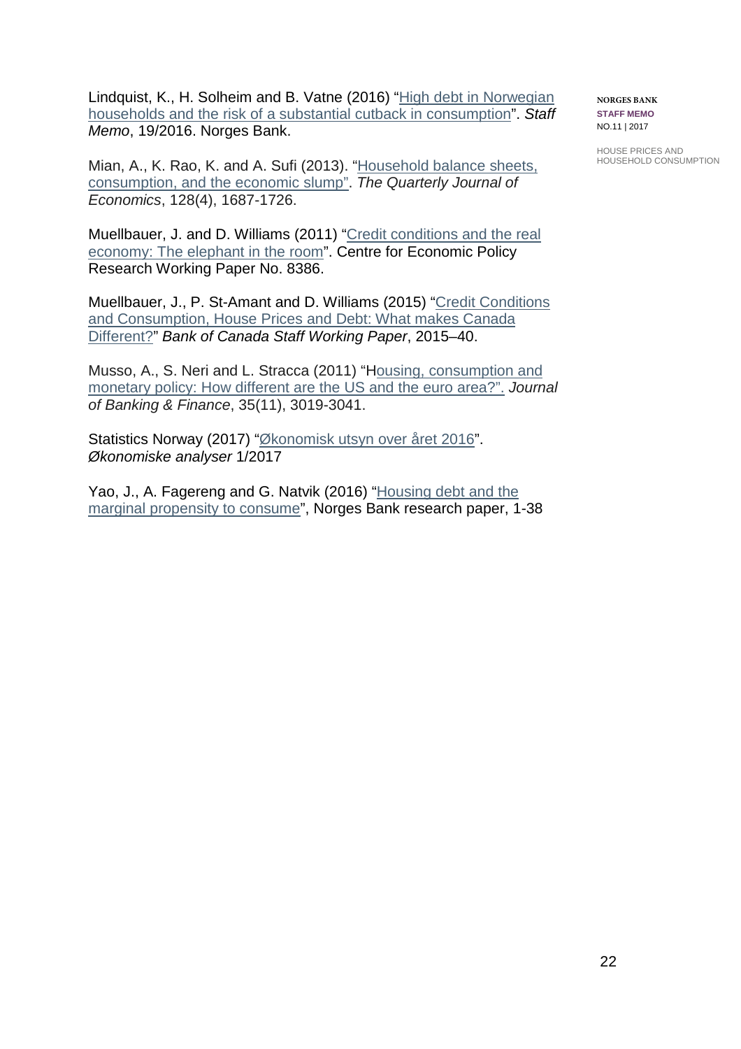Lindquist, K., H. Solheim and B. Vatne (2016) "High debt in Norwegian households and the risk of a substantial cutback in consumption". *Staff Memo*, 19/2016. Norges Bank.

Mian, A., K. Rao, K. and A. Sufi (2013). "Household balance sheets, consumption, and the economic slump". *The Quarterly Journal of Economics*, 128(4), 1687-1726.

Muellbauer, J. and D. Williams (2011) "Credit conditions and the real economy: The elephant in the room". Centre for Economic Policy Research Working Paper No. 8386.

Muellbauer, J., P. St-Amant and D. Williams (2015) "Credit Conditions and Consumption, House Prices and Debt: What makes Canada Different?" *Bank of Canada Staff Working Paper*, 2015–40.

Musso, A., S. Neri and L. Stracca (2011) "Housing, consumption and monetary policy: How different are the US and the euro area?". *Journal of Banking & Finance*, 35(11), 3019-3041.

Statistics Norway (2017) "Økonomisk utsyn over året 2016". *Økonomiske analyser* 1/2017

Yao, J., A. Fagereng and G. Natvik (2016) "Housing debt and the marginal propensity to consume", Norges Bank research paper, 1-38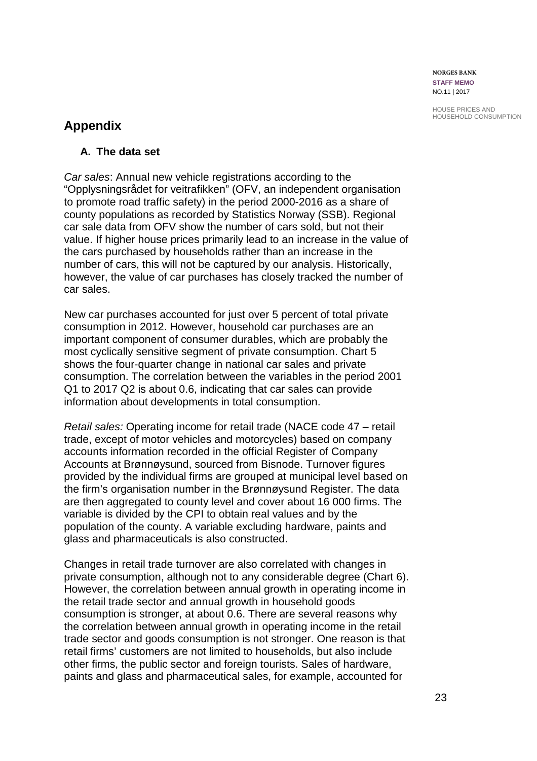# Appendix

## A. The data set

*Car sales*: Annual new vehicle registrations according to the "Opplysningsrådet for veitrafikken" (OFV, an independent organisation to promote road traffic safety) in the period 2000-2016 as a share of county populations as recorded by Statistics Norway (SSB). Regional car sale data from OFV show the number of cars sold, but not their value. If higher house prices primarily lead to an increase in the value of the cars purchased by households rather than an increase in the number of cars, this will not be captured by our analysis. Historically, however, the value of car purchases has closely tracked the number of car sales.

New car purchases accounted for just over 5 percent of total private consumption in 2012. However, household car purchases are an important component of consumer durables, which are probably the most cyclically sensitive segment of private consumption. Chart 5 shows the four-quarter change in national car sales and private consumption. The correlation between the variables in the period 2001 Q1 to 2017 Q2 is about 0.6, indicating that car sales can provide information about developments in total consumption.

*Retail sales:* Operating income for retail trade (NACE code 47 – retail trade, except of motor vehicles and motorcycles) based on company accounts information recorded in the official Register of Company Accounts at Brønnøysund, sourced from Bisnode. Turnover figures provided by the individual firms are grouped at municipal level based on the firm's organisation number in the Brønnøysund Register. The data are then aggregated to county level and cover about 16 000 firms. The variable is divided by the CPI to obtain real values and by the population of the county. A variable excluding hardware, paints and glass and pharmaceuticals is also constructed.

Changes in retail trade turnover are also correlated with changes in private consumption, although not to any considerable degree (Chart 6). However, the correlation between annual growth in operating income in the retail trade sector and annual growth in household goods consumption is stronger, at about 0.6. There are several reasons why the correlation between annual growth in operating income in the retail trade sector and goods consumption is not stronger. One reason is that retail firms' customers are not limited to households, but also include other firms, the public sector and foreign tourists. Sales of hardware, paints and glass and pharmaceutical sales, for example, accounted for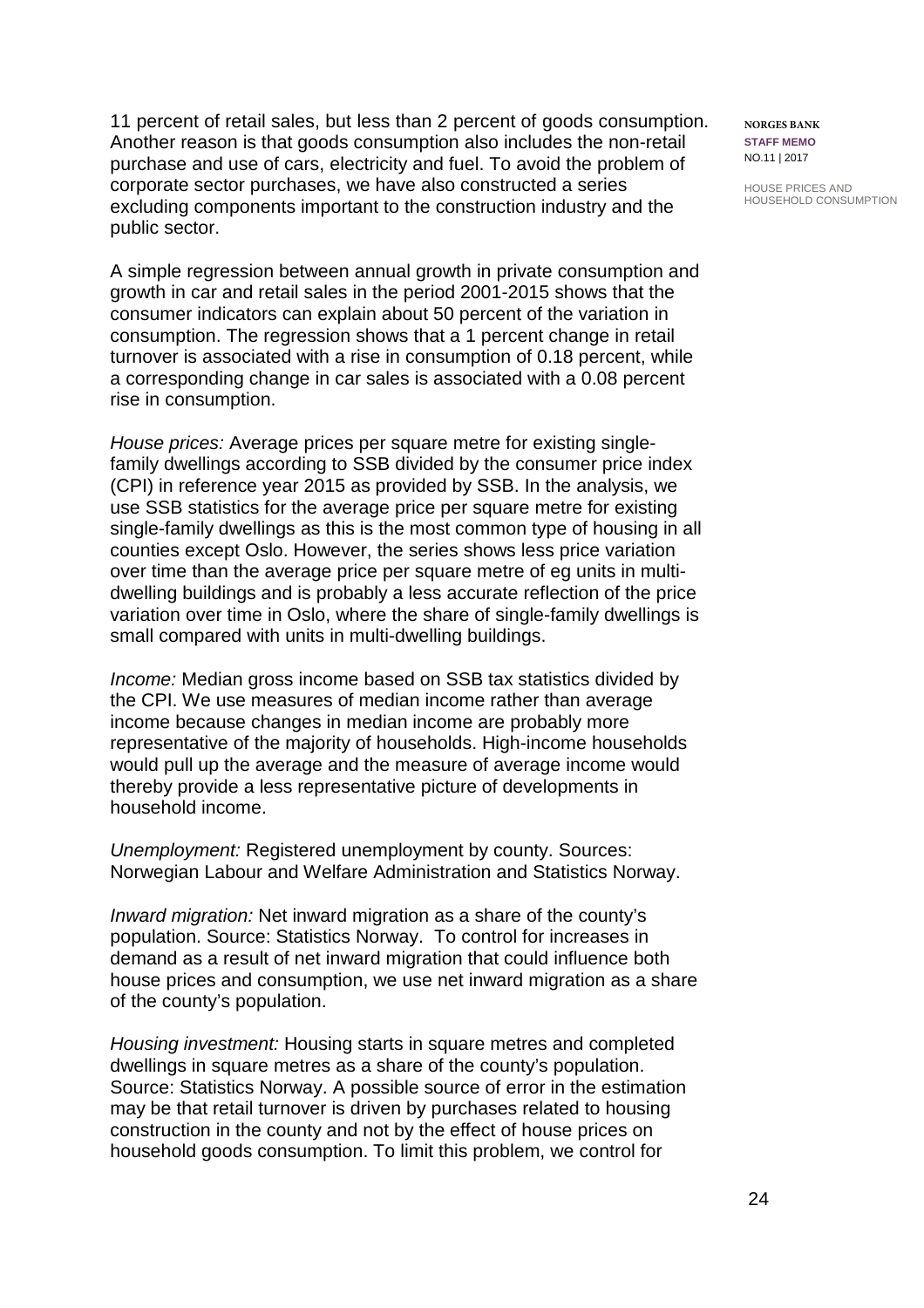11 percent of retail sales, but less than 2 percent of goods consumption. Another reason is that goods consumption also includes the non-retail purchase and use of cars, electricity and fuel. To avoid the problem of corporate sector purchases, we have also constructed a series excluding components important to the construction industry and the public sector.

A simple regression between annual growth in private consumption and growth in car and retail sales in the period 2001-2015 shows that the consumer indicators can explain about 50 percent of the variation in consumption. The regression shows that a 1 percent change in retail turnover is associated with a rise in consumption of 0.18 percent, while a corresponding change in car sales is associated with a 0.08 percent rise in consumption.

*House prices:* Average prices per square metre for existing single-family dwellings according to SSB divided by the consumer price index (CPI) in reference year 2015 as provided by SSB. In the analysis, we use SSB statistics for the average price per square metre for existing single-family dwellings as this is the most common type of housing in all counties except Oslo. However, the series shows less price variation over time than the average price per square metre of eg units in multi-dwelling buildings and is probably a less accurate reflection of the price variation over time in Oslo, where the share of single-family dwellings is small compared with units in multi-dwelling buildings.

*Income:* Median gross income based on SSB tax statistics divided by the CPI. We use measures of median income rather than average income because changes in median income are probably more representative of the majority of households. High-income households would pull up the average and the measure of average income would thereby provide a less representative picture of developments in household income.

*Unemployment:* Registered unemployment by county. Sources: Norwegian Labour and Welfare Administration and Statistics Norway.

*Inward migration:* Net inward migration as a share of the county's population. Source: Statistics Norway. To control for increases in demand as a result of net inward migration that could influence both house prices and consumption, we use net inward migration as a share of the county's population.

*Housing investment:* Housing starts in square metres and completed dwellings in square metres as a share of the county's population. Source: Statistics Norway. A possible source of error in the estimation may be that retail turnover is driven by purchases related to housing construction in the county and not by the effect of house prices on household goods consumption. To limit this problem, we control for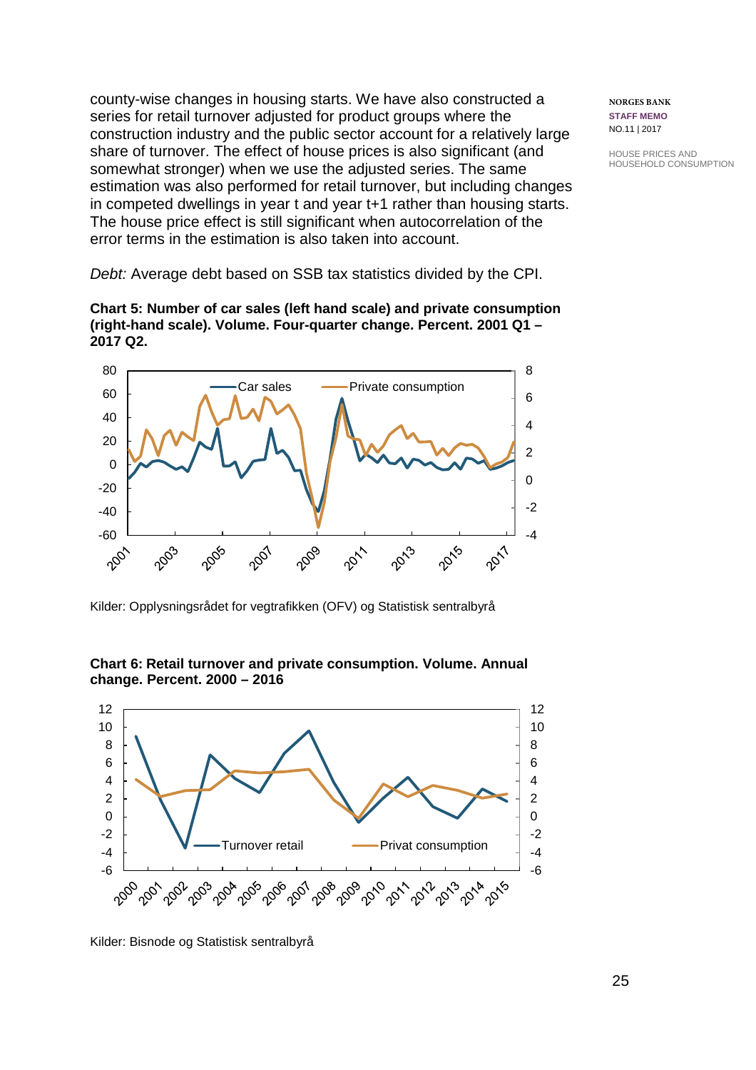county-wise changes in housing starts. We have also constructed a series for retail turnover adjusted for product groups where the construction industry and the public sector account for a relatively large share of turnover. The effect of house prices is also significant (and somewhat stronger) when we use the adjusted series. The same estimation was also performed for retail turnover, but including changes in competed dwellings in year t and year t+1 rather than housing starts. The house price effect is still significant when autocorrelation of the error terms in the estimation is also taken into account.

*Debt:* Average debt based on SSB tax statistics divided by the CPI.

**Chart 5: Number of car sales (left hand scale) and private consumption (right-hand scale). Volume. Four-quarter change. Percent. 2001 Q1 – 2017 Q2.**

Car sales
Private consumption

80
60
40
20
0
-20
-40
-60

8
6
4
2
0
-2
-4

2001
2003
2005
2007
2009
2011
2013
2015
2017

Kilder: Opplysningsrådet for vegtrafikken (OFV) og Statistisk sentralbyrå

**Chart 6: Retail turnover and private consumption. Volume. Annual change. Percent. 2000 – 2016**

Turnover retail
Privat consumption

12
10
8
6
4
2
0
-2
-4
-6

12
10
8
6
4
2
0
-2
-4
-6

2000
2001
2002
2003
2004
2005
2006
2007
2008
2009
2010
2011
2012
2013
2014
2015

Kilder: Bisnode og Statistisk sentralbyrå